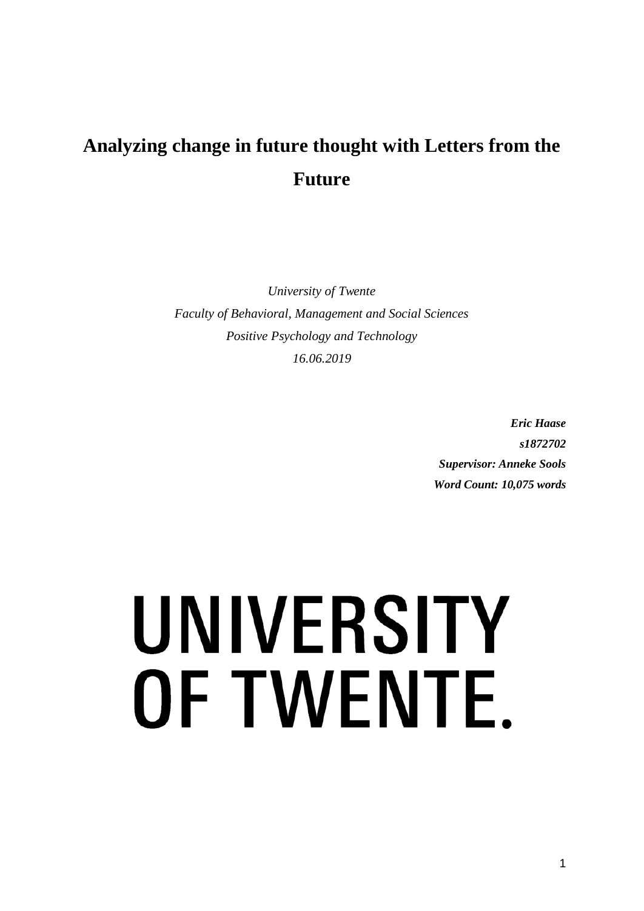# Analyzing change in future thought with Letters from the Future

*University of Twente*
*Faculty of Behavioral, Management and Social Sciences*
*Positive Psychology and Technology*
*16.06.2019*

***Eric Haase***
***s1872702***
***Supervisor: Anneke Sools***
***Word Count: 10,075 words***

UNIVERSITY OF TWENTE.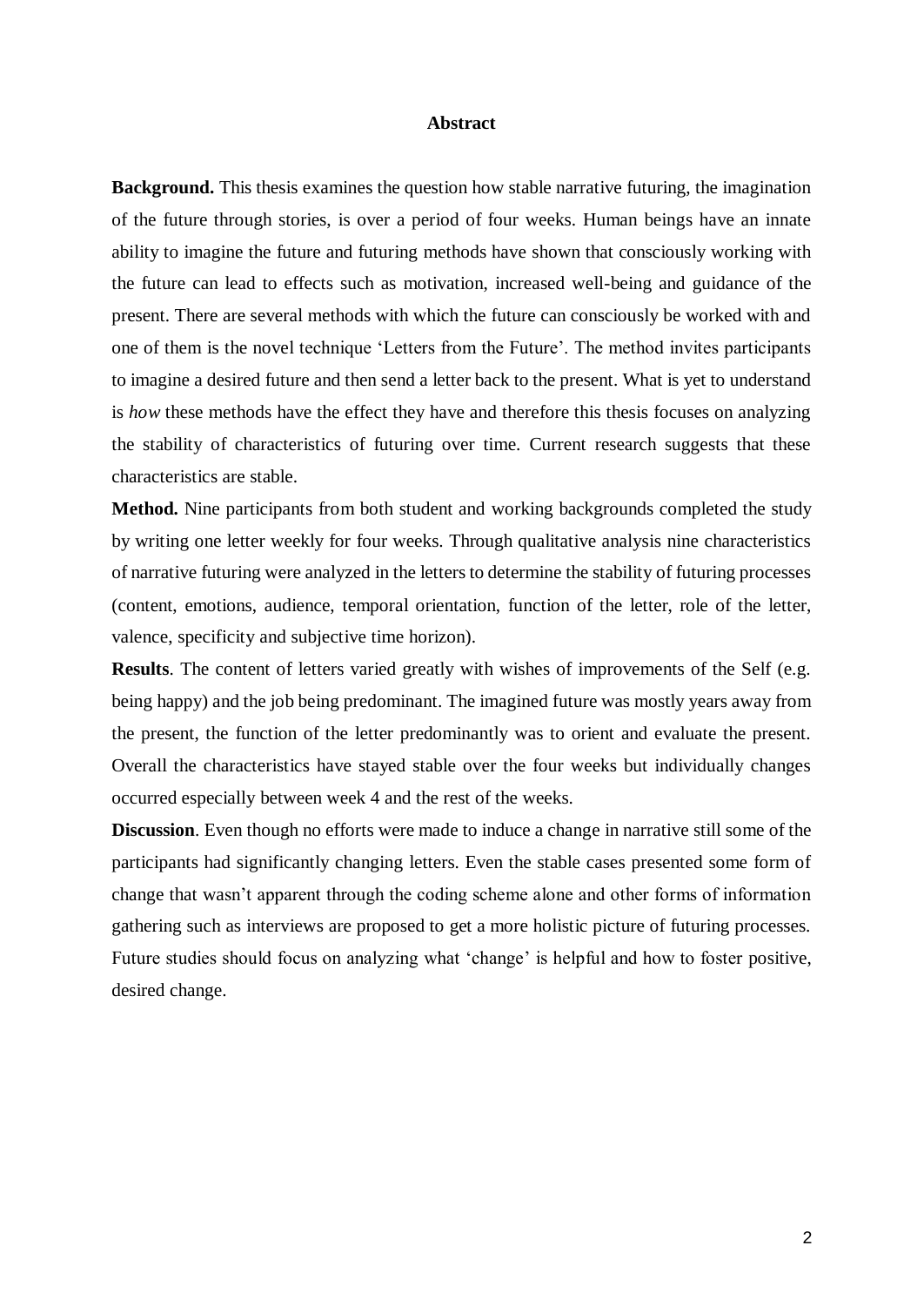# Abstract

**Background.** This thesis examines the question how stable narrative futuring, the imagination of the future through stories, is over a period of four weeks. Human beings have an innate ability to imagine the future and futuring methods have shown that consciously working with the future can lead to effects such as motivation, increased well-being and guidance of the present. There are several methods with which the future can consciously be worked with and one of them is the novel technique 'Letters from the Future'. The method invites participants to imagine a desired future and then send a letter back to the present. What is yet to understand is *how* these methods have the effect they have and therefore this thesis focuses on analyzing the stability of characteristics of futuring over time. Current research suggests that these characteristics are stable.

**Method.** Nine participants from both student and working backgrounds completed the study by writing one letter weekly for four weeks. Through qualitative analysis nine characteristics of narrative futuring were analyzed in the letters to determine the stability of futuring processes (content, emotions, audience, temporal orientation, function of the letter, role of the letter, valence, specificity and subjective time horizon).

**Results**. The content of letters varied greatly with wishes of improvements of the Self (e.g. being happy) and the job being predominant. The imagined future was mostly years away from the present, the function of the letter predominantly was to orient and evaluate the present. Overall the characteristics have stayed stable over the four weeks but individually changes occurred especially between week 4 and the rest of the weeks.

**Discussion**. Even though no efforts were made to induce a change in narrative still some of the participants had significantly changing letters. Even the stable cases presented some form of change that wasn't apparent through the coding scheme alone and other forms of information gathering such as interviews are proposed to get a more holistic picture of futuring processes. Future studies should focus on analyzing what 'change' is helpful and how to foster positive, desired change.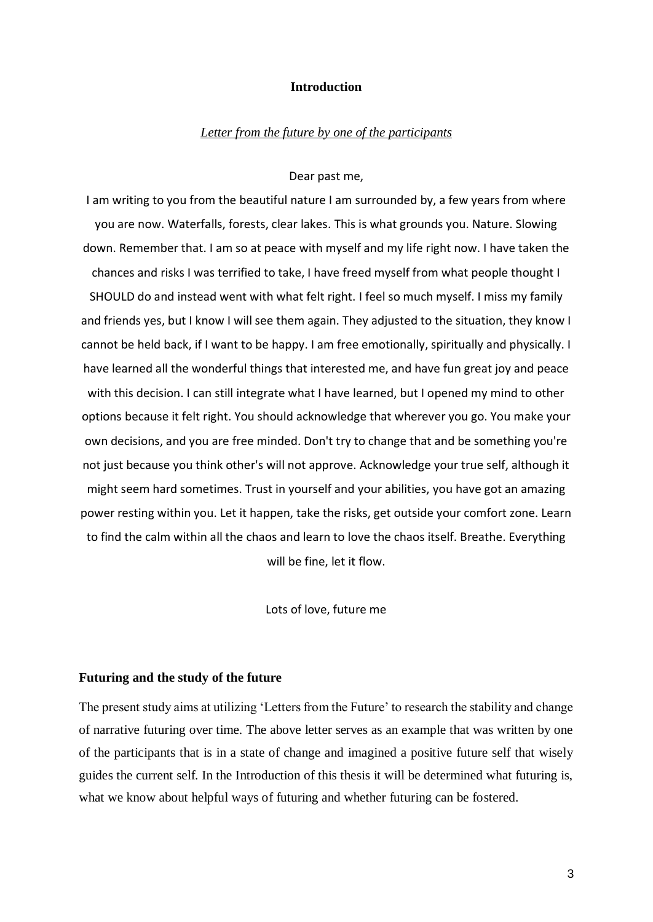## Introduction

*Letter from the future by one of the participants*

Dear past me,

I am writing to you from the beautiful nature I am surrounded by, a few years from where you are now. Waterfalls, forests, clear lakes. This is what grounds you. Nature. Slowing down. Remember that. I am so at peace with myself and my life right now. I have taken the chances and risks I was terrified to take, I have freed myself from what people thought I SHOULD do and instead went with what felt right. I feel so much myself. I miss my family and friends yes, but I know I will see them again. They adjusted to the situation, they know I cannot be held back, if I want to be happy. I am free emotionally, spiritually and physically. I have learned all the wonderful things that interested me, and have fun great joy and peace with this decision. I can still integrate what I have learned, but I opened my mind to other options because it felt right. You should acknowledge that wherever you go. You make your own decisions, and you are free minded. Don't try to change that and be something you're not just because you think other's will not approve. Acknowledge your true self, although it might seem hard sometimes. Trust in yourself and your abilities, you have got an amazing power resting within you. Let it happen, take the risks, get outside your comfort zone. Learn to find the calm within all the chaos and learn to love the chaos itself. Breathe. Everything will be fine, let it flow.

Lots of love, future me

### Futuring and the study of the future

The present study aims at utilizing 'Letters from the Future' to research the stability and change of narrative futuring over time. The above letter serves as an example that was written by one of the participants that is in a state of change and imagined a positive future self that wisely guides the current self. In the Introduction of this thesis it will be determined what futuring is, what we know about helpful ways of futuring and whether futuring can be fostered.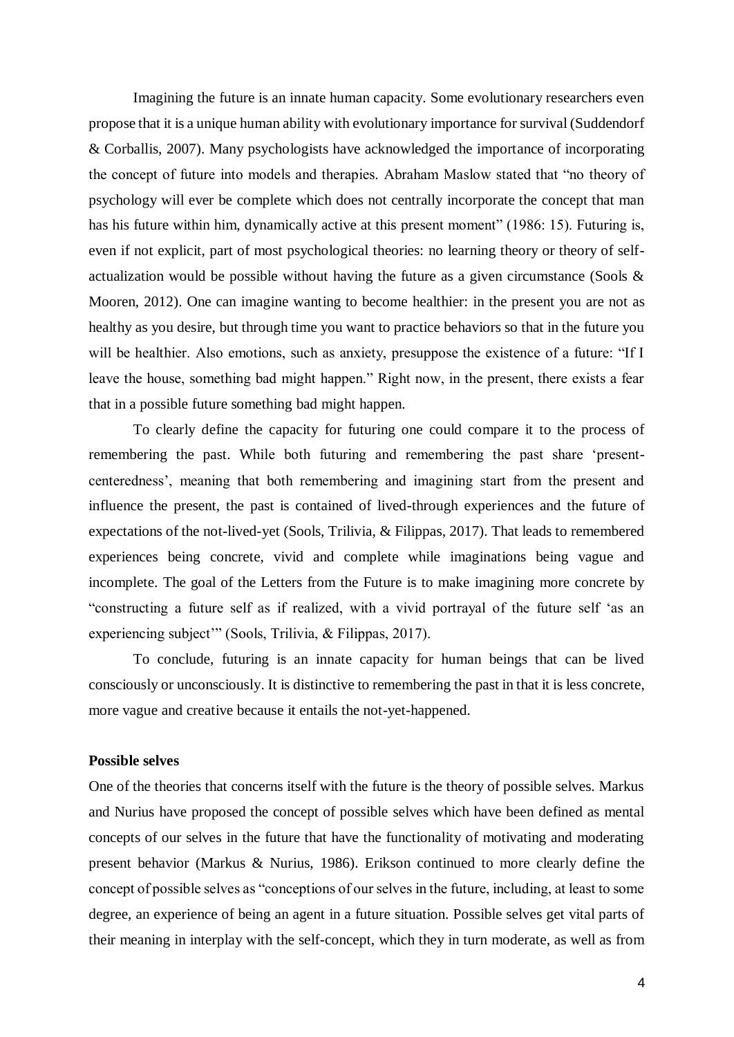Imagining the future is an innate human capacity. Some evolutionary researchers even propose that it is a unique human ability with evolutionary importance for survival (Suddendorf & Corballis, 2007). Many psychologists have acknowledged the importance of incorporating the concept of future into models and therapies. Abraham Maslow stated that "no theory of psychology will ever be complete which does not centrally incorporate the concept that man has his future within him, dynamically active at this present moment" (1986: 15). Futuring is, even if not explicit, part of most psychological theories: no learning theory or theory of self-actualization would be possible without having the future as a given circumstance (Sools & Mooren, 2012). One can imagine wanting to become healthier: in the present you are not as healthy as you desire, but through time you want to practice behaviors so that in the future you will be healthier. Also emotions, such as anxiety, presuppose the existence of a future: "If I leave the house, something bad might happen." Right now, in the present, there exists a fear that in a possible future something bad might happen.

To clearly define the capacity for futuring one could compare it to the process of remembering the past. While both futuring and remembering the past share 'present-centeredness', meaning that both remembering and imagining start from the present and influence the present, the past is contained of lived-through experiences and the future of expectations of the not-lived-yet (Sools, Trilivia, & Filippas, 2017). That leads to remembered experiences being concrete, vivid and complete while imaginations being vague and incomplete. The goal of the Letters from the Future is to make imagining more concrete by "constructing a future self as if realized, with a vivid portrayal of the future self 'as an experiencing subject'" (Sools, Trilivia, & Filippas, 2017).

To conclude, futuring is an innate capacity for human beings that can be lived consciously or unconsciously. It is distinctive to remembering the past in that it is less concrete, more vague and creative because it entails the not-yet-happened.

**Possible selves**

One of the theories that concerns itself with the future is the theory of possible selves. Markus and Nurius have proposed the concept of possible selves which have been defined as mental concepts of our selves in the future that have the functionality of motivating and moderating present behavior (Markus & Nurius, 1986). Erikson continued to more clearly define the concept of possible selves as "conceptions of our selves in the future, including, at least to some degree, an experience of being an agent in a future situation. Possible selves get vital parts of their meaning in interplay with the self-concept, which they in turn moderate, as well as from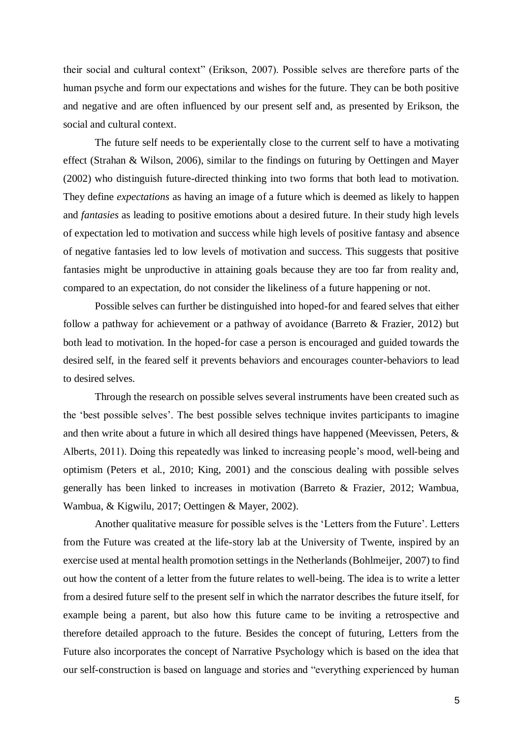their social and cultural context" (Erikson, 2007). Possible selves are therefore parts of the human psyche and form our expectations and wishes for the future. They can be both positive and negative and are often influenced by our present self and, as presented by Erikson, the social and cultural context.

The future self needs to be experientially close to the current self to have a motivating effect (Strahan & Wilson, 2006), similar to the findings on futuring by Oettingen and Mayer (2002) who distinguish future-directed thinking into two forms that both lead to motivation. They define *expectations* as having an image of a future which is deemed as likely to happen and *fantasies* as leading to positive emotions about a desired future. In their study high levels of expectation led to motivation and success while high levels of positive fantasy and absence of negative fantasies led to low levels of motivation and success. This suggests that positive fantasies might be unproductive in attaining goals because they are too far from reality and, compared to an expectation, do not consider the likeliness of a future happening or not.

Possible selves can further be distinguished into hoped-for and feared selves that either follow a pathway for achievement or a pathway of avoidance (Barreto & Frazier, 2012) but both lead to motivation. In the hoped-for case a person is encouraged and guided towards the desired self, in the feared self it prevents behaviors and encourages counter-behaviors to lead to desired selves.

Through the research on possible selves several instruments have been created such as the 'best possible selves'. The best possible selves technique invites participants to imagine and then write about a future in which all desired things have happened (Meevissen, Peters, & Alberts, 2011). Doing this repeatedly was linked to increasing people's mood, well-being and optimism (Peters et al., 2010; King, 2001) and the conscious dealing with possible selves generally has been linked to increases in motivation (Barreto & Frazier, 2012; Wambua, Wambua, & Kigwilu, 2017; Oettingen & Mayer, 2002).

Another qualitative measure for possible selves is the 'Letters from the Future'. Letters from the Future was created at the life-story lab at the University of Twente, inspired by an exercise used at mental health promotion settings in the Netherlands (Bohlmeijer, 2007) to find out how the content of a letter from the future relates to well-being. The idea is to write a letter from a desired future self to the present self in which the narrator describes the future itself, for example being a parent, but also how this future came to be inviting a retrospective and therefore detailed approach to the future. Besides the concept of futuring, Letters from the Future also incorporates the concept of Narrative Psychology which is based on the idea that our self-construction is based on language and stories and "everything experienced by human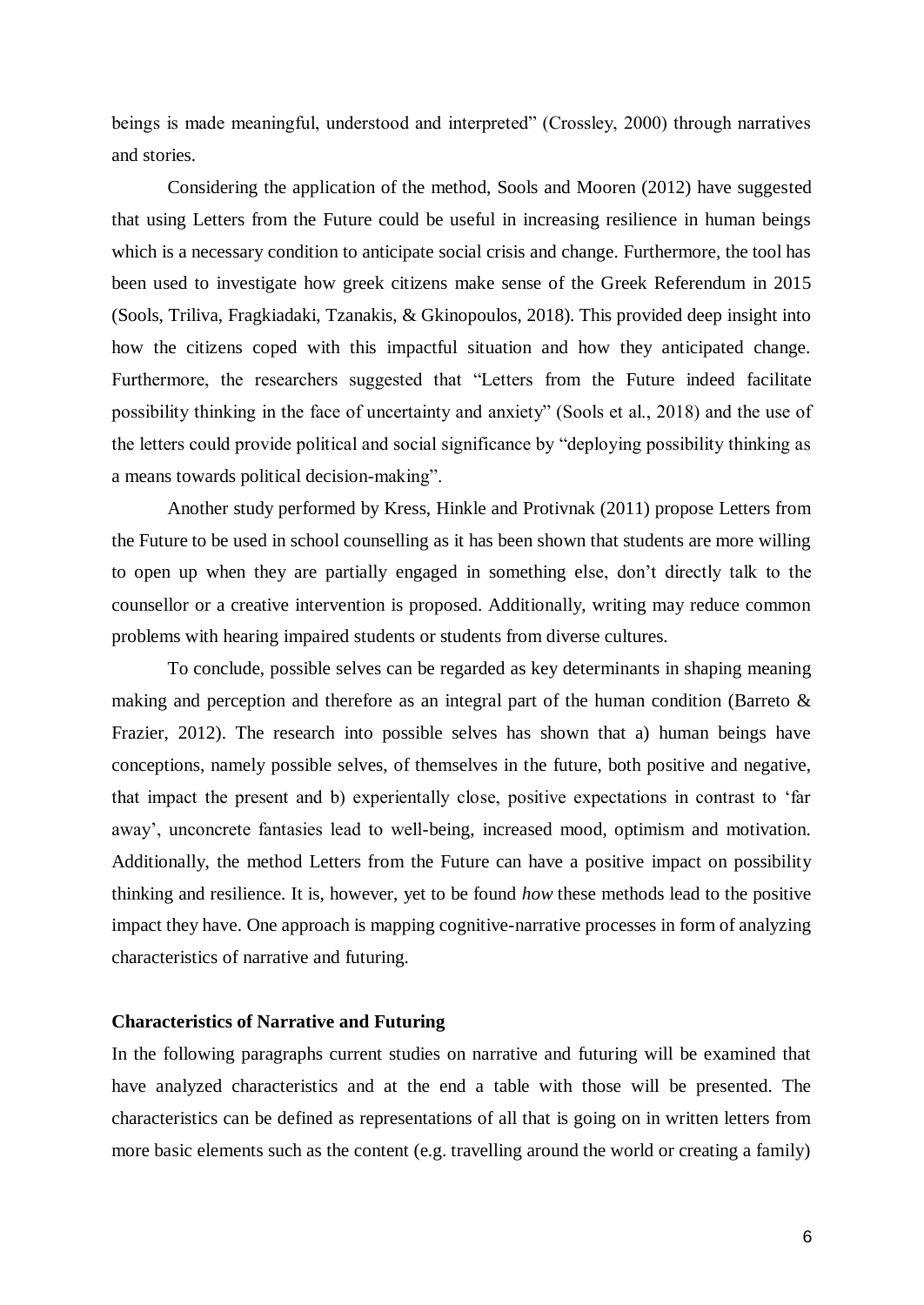beings is made meaningful, understood and interpreted" (Crossley, 2000) through narratives and stories.

Considering the application of the method, Sools and Mooren (2012) have suggested that using Letters from the Future could be useful in increasing resilience in human beings which is a necessary condition to anticipate social crisis and change. Furthermore, the tool has been used to investigate how greek citizens make sense of the Greek Referendum in 2015 (Sools, Triliva, Fragkiadaki, Tzanakis, & Gkinopoulos, 2018). This provided deep insight into how the citizens coped with this impactful situation and how they anticipated change. Furthermore, the researchers suggested that "Letters from the Future indeed facilitate possibility thinking in the face of uncertainty and anxiety" (Sools et al., 2018) and the use of the letters could provide political and social significance by "deploying possibility thinking as a means towards political decision-making".

Another study performed by Kress, Hinkle and Protivnak (2011) propose Letters from the Future to be used in school counselling as it has been shown that students are more willing to open up when they are partially engaged in something else, don't directly talk to the counsellor or a creative intervention is proposed. Additionally, writing may reduce common problems with hearing impaired students or students from diverse cultures.

To conclude, possible selves can be regarded as key determinants in shaping meaning making and perception and therefore as an integral part of the human condition (Barreto & Frazier, 2012). The research into possible selves has shown that a) human beings have conceptions, namely possible selves, of themselves in the future, both positive and negative, that impact the present and b) experientally close, positive expectations in contrast to 'far away', unconcrete fantasies lead to well-being, increased mood, optimism and motivation. Additionally, the method Letters from the Future can have a positive impact on possibility thinking and resilience. It is, however, yet to be found *how* these methods lead to the positive impact they have. One approach is mapping cognitive-narrative processes in form of analyzing characteristics of narrative and futuring.

**Characteristics of Narrative and Futuring**

In the following paragraphs current studies on narrative and futuring will be examined that have analyzed characteristics and at the end a table with those will be presented. The characteristics can be defined as representations of all that is going on in written letters from more basic elements such as the content (e.g. travelling around the world or creating a family)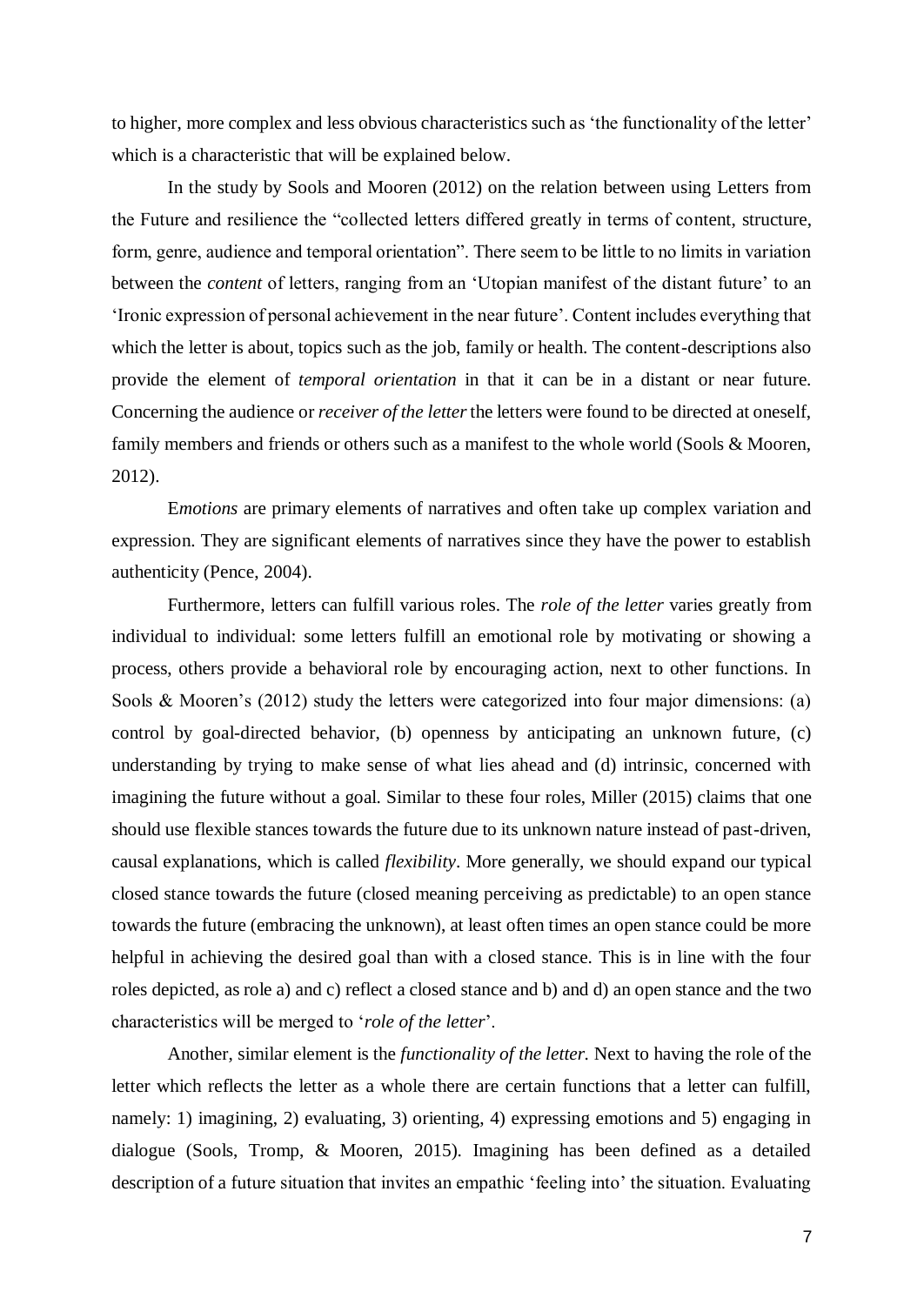to higher, more complex and less obvious characteristics such as 'the functionality of the letter' which is a characteristic that will be explained below.

In the study by Sools and Mooren (2012) on the relation between using Letters from the Future and resilience the "collected letters differed greatly in terms of content, structure, form, genre, audience and temporal orientation". There seem to be little to no limits in variation between the *content* of letters, ranging from an 'Utopian manifest of the distant future' to an 'Ironic expression of personal achievement in the near future'. Content includes everything that which the letter is about, topics such as the job, family or health. The content-descriptions also provide the element of *temporal orientation* in that it can be in a distant or near future. Concerning the audience or *receiver of the letter* the letters were found to be directed at oneself, family members and friends or others such as a manifest to the whole world (Sools & Mooren, 2012).

E*motions* are primary elements of narratives and often take up complex variation and expression. They are significant elements of narratives since they have the power to establish authenticity (Pence, 2004).

Furthermore, letters can fulfill various roles. The *role of the letter* varies greatly from individual to individual: some letters fulfill an emotional role by motivating or showing a process, others provide a behavioral role by encouraging action, next to other functions. In Sools & Mooren's (2012) study the letters were categorized into four major dimensions: (a) control by goal-directed behavior, (b) openness by anticipating an unknown future, (c) understanding by trying to make sense of what lies ahead and (d) intrinsic, concerned with imagining the future without a goal. Similar to these four roles, Miller (2015) claims that one should use flexible stances towards the future due to its unknown nature instead of past-driven, causal explanations, which is called *flexibility*. More generally, we should expand our typical closed stance towards the future (closed meaning perceiving as predictable) to an open stance towards the future (embracing the unknown), at least often times an open stance could be more helpful in achieving the desired goal than with a closed stance. This is in line with the four roles depicted, as role a) and c) reflect a closed stance and b) and d) an open stance and the two characteristics will be merged to '*role of the letter*'.

Another, similar element is the *functionality of the letter.* Next to having the role of the letter which reflects the letter as a whole there are certain functions that a letter can fulfill, namely: 1) imagining, 2) evaluating, 3) orienting, 4) expressing emotions and 5) engaging in dialogue (Sools, Tromp, & Mooren, 2015). Imagining has been defined as a detailed description of a future situation that invites an empathic 'feeling into' the situation. Evaluating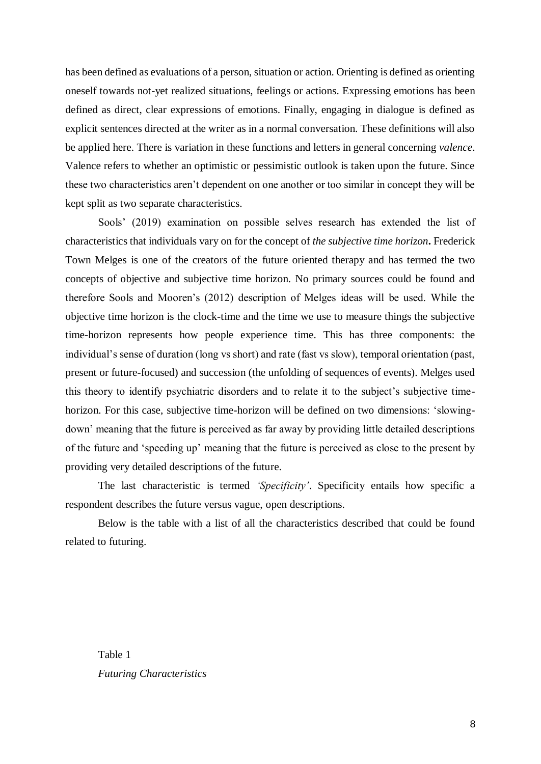has been defined as evaluations of a person, situation or action. Orienting is defined as orienting oneself towards not-yet realized situations, feelings or actions. Expressing emotions has been defined as direct, clear expressions of emotions. Finally, engaging in dialogue is defined as explicit sentences directed at the writer as in a normal conversation. These definitions will also be applied here. There is variation in these functions and letters in general concerning *valence*. Valence refers to whether an optimistic or pessimistic outlook is taken upon the future. Since these two characteristics aren't dependent on one another or too similar in concept they will be kept split as two separate characteristics.

Sools' (2019) examination on possible selves research has extended the list of characteristics that individuals vary on for the concept of *the subjective time horizon***.** Frederick Town Melges is one of the creators of the future oriented therapy and has termed the two concepts of objective and subjective time horizon. No primary sources could be found and therefore Sools and Mooren's (2012) description of Melges ideas will be used. While the objective time horizon is the clock-time and the time we use to measure things the subjective time-horizon represents how people experience time. This has three components: the individual's sense of duration (long vs short) and rate (fast vs slow), temporal orientation (past, present or future-focused) and succession (the unfolding of sequences of events). Melges used this theory to identify psychiatric disorders and to relate it to the subject's subjective time-horizon. For this case, subjective time-horizon will be defined on two dimensions: 'slowing-down' meaning that the future is perceived as far away by providing little detailed descriptions of the future and 'speeding up' meaning that the future is perceived as close to the present by providing very detailed descriptions of the future.

The last characteristic is termed *'Specificity'*. Specificity entails how specific a respondent describes the future versus vague, open descriptions.

Below is the table with a list of all the characteristics described that could be found related to futuring.

Table 1

*Futuring Characteristics*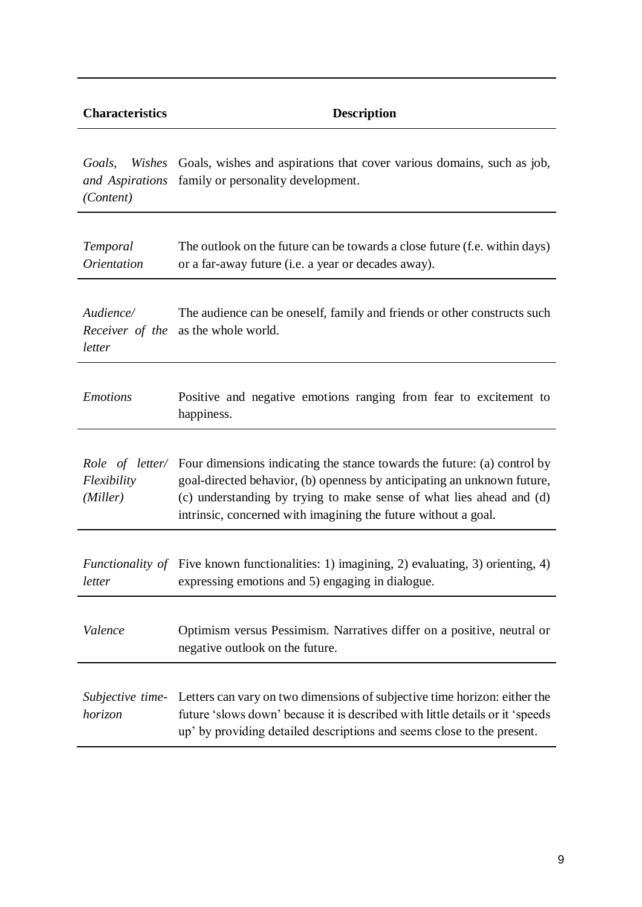| **Characteristics** | **Description** |
|---|---|
| *Goals, Wishes and Aspirations (Content)* | Goals, wishes and aspirations that cover various domains, such as job, family or personality development. |
| *Temporal Orientation* | The outlook on the future can be towards a close future (f.e. within days) or a far-away future (i.e. a year or decades away). |
| *Audience/ Receiver of the letter* | The audience can be oneself, family and friends or other constructs such as the whole world. |
| *Emotions* | Positive and negative emotions ranging from fear to excitement to happiness. |
| *Role of letter/ Flexibility (Miller)* | Four dimensions indicating the stance towards the future: (a) control by goal-directed behavior, (b) openness by anticipating an unknown future, (c) understanding by trying to make sense of what lies ahead and (d) intrinsic, concerned with imagining the future without a goal. |
| *Functionality of letter* | Five known functionalities: 1) imagining, 2) evaluating, 3) orienting, 4) expressing emotions and 5) engaging in dialogue. |
| *Valence* | Optimism versus Pessimism. Narratives differ on a positive, neutral or negative outlook on the future. |
| *Subjective time-horizon* | Letters can vary on two dimensions of subjective time horizon: either the future 'slows down' because it is described with little details or it 'speeds up' by providing detailed descriptions and seems close to the present. |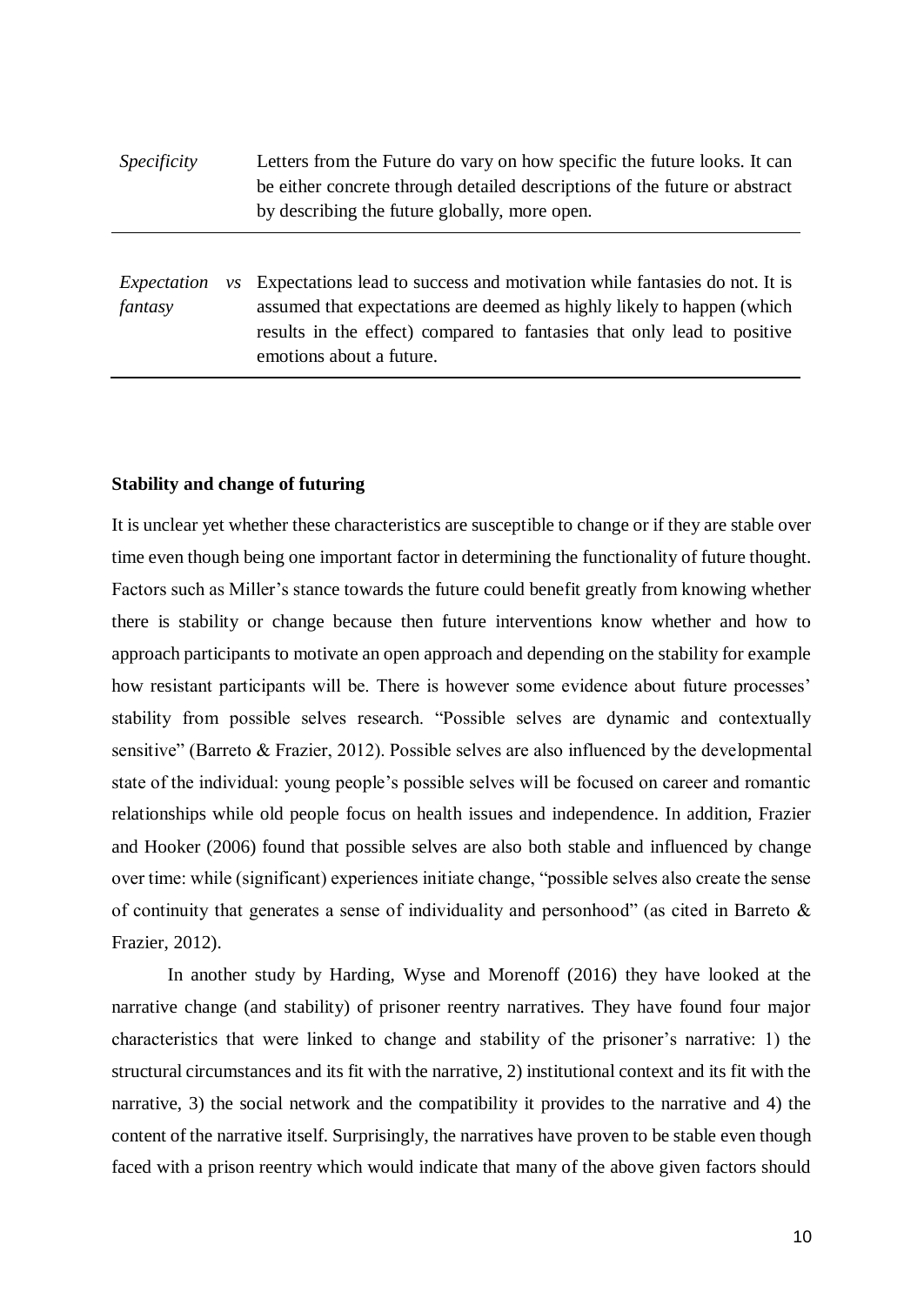| | |
|---|---|
| *Specificity* | Letters from the Future do vary on how specific the future looks. It can be either concrete through detailed descriptions of the future or abstract by describing the future globally, more open. |
| *Expectation vs fantasy* | Expectations lead to success and motivation while fantasies do not. It is assumed that expectations are deemed as highly likely to happen (which results in the effect) compared to fantasies that only lead to positive emotions about a future. |

**Stability and change of futuring**

It is unclear yet whether these characteristics are susceptible to change or if they are stable over time even though being one important factor in determining the functionality of future thought. Factors such as Miller's stance towards the future could benefit greatly from knowing whether there is stability or change because then future interventions know whether and how to approach participants to motivate an open approach and depending on the stability for example how resistant participants will be. There is however some evidence about future processes' stability from possible selves research. "Possible selves are dynamic and contextually sensitive" (Barreto & Frazier, 2012). Possible selves are also influenced by the developmental state of the individual: young people's possible selves will be focused on career and romantic relationships while old people focus on health issues and independence. In addition, Frazier and Hooker (2006) found that possible selves are also both stable and influenced by change over time: while (significant) experiences initiate change, "possible selves also create the sense of continuity that generates a sense of individuality and personhood" (as cited in Barreto & Frazier, 2012).

In another study by Harding, Wyse and Morenoff (2016) they have looked at the narrative change (and stability) of prisoner reentry narratives. They have found four major characteristics that were linked to change and stability of the prisoner's narrative: 1) the structural circumstances and its fit with the narrative, 2) institutional context and its fit with the narrative, 3) the social network and the compatibility it provides to the narrative and 4) the content of the narrative itself. Surprisingly, the narratives have proven to be stable even though faced with a prison reentry which would indicate that many of the above given factors should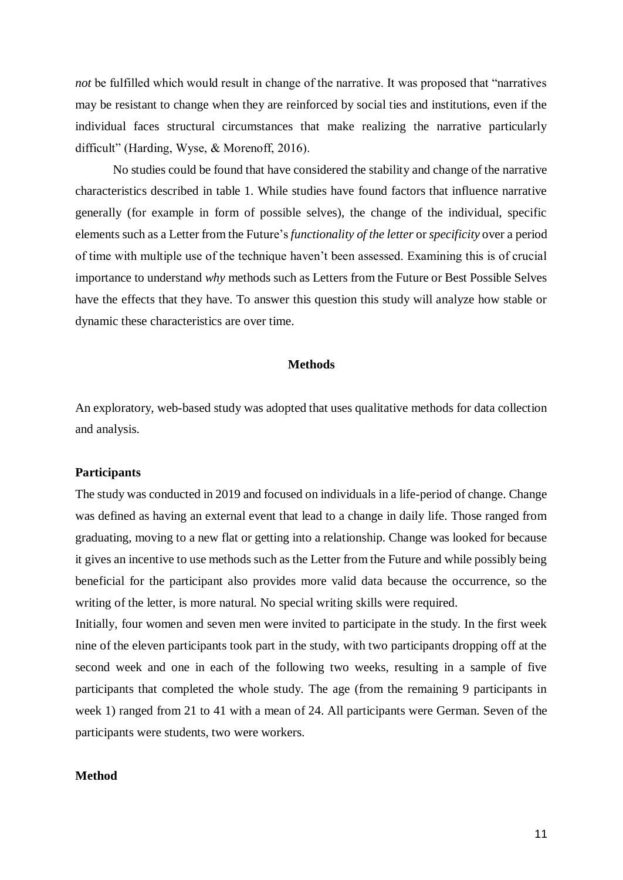*not* be fulfilled which would result in change of the narrative. It was proposed that "narratives may be resistant to change when they are reinforced by social ties and institutions, even if the individual faces structural circumstances that make realizing the narrative particularly difficult" (Harding, Wyse, & Morenoff, 2016).

No studies could be found that have considered the stability and change of the narrative characteristics described in table 1. While studies have found factors that influence narrative generally (for example in form of possible selves), the change of the individual, specific elements such as a Letter from the Future's *functionality of the letter* or *specificity* over a period of time with multiple use of the technique haven't been assessed. Examining this is of crucial importance to understand *why* methods such as Letters from the Future or Best Possible Selves have the effects that they have. To answer this question this study will analyze how stable or dynamic these characteristics are over time.

## Methods

An exploratory, web-based study was adopted that uses qualitative methods for data collection and analysis.

### Participants

The study was conducted in 2019 and focused on individuals in a life-period of change. Change was defined as having an external event that lead to a change in daily life. Those ranged from graduating, moving to a new flat or getting into a relationship. Change was looked for because it gives an incentive to use methods such as the Letter from the Future and while possibly being beneficial for the participant also provides more valid data because the occurrence, so the writing of the letter, is more natural. No special writing skills were required.

Initially, four women and seven men were invited to participate in the study. In the first week nine of the eleven participants took part in the study, with two participants dropping off at the second week and one in each of the following two weeks, resulting in a sample of five participants that completed the whole study. The age (from the remaining 9 participants in week 1) ranged from 21 to 41 with a mean of 24. All participants were German. Seven of the participants were students, two were workers.

### Method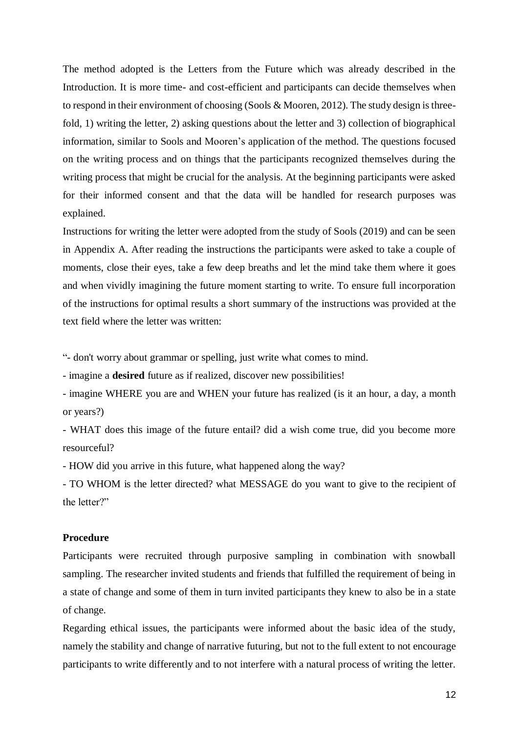The method adopted is the Letters from the Future which was already described in the Introduction. It is more time- and cost-efficient and participants can decide themselves when to respond in their environment of choosing (Sools & Mooren, 2012). The study design is three-fold, 1) writing the letter, 2) asking questions about the letter and 3) collection of biographical information, similar to Sools and Mooren's application of the method. The questions focused on the writing process and on things that the participants recognized themselves during the writing process that might be crucial for the analysis. At the beginning participants were asked for their informed consent and that the data will be handled for research purposes was explained.

Instructions for writing the letter were adopted from the study of Sools (2019) and can be seen in Appendix A. After reading the instructions the participants were asked to take a couple of moments, close their eyes, take a few deep breaths and let the mind take them where it goes and when vividly imagining the future moment starting to write. To ensure full incorporation of the instructions for optimal results a short summary of the instructions was provided at the text field where the letter was written:

"- don't worry about grammar or spelling, just write what comes to mind.

- imagine a **desired** future as if realized, discover new possibilities!

- imagine WHERE you are and WHEN your future has realized (is it an hour, a day, a month or years?)

- WHAT does this image of the future entail? did a wish come true, did you become more resourceful?

- HOW did you arrive in this future, what happened along the way?

- TO WHOM is the letter directed? what MESSAGE do you want to give to the recipient of the letter?"

**Procedure**

Participants were recruited through purposive sampling in combination with snowball sampling. The researcher invited students and friends that fulfilled the requirement of being in a state of change and some of them in turn invited participants they knew to also be in a state of change.

Regarding ethical issues, the participants were informed about the basic idea of the study, namely the stability and change of narrative futuring, but not to the full extent to not encourage participants to write differently and to not interfere with a natural process of writing the letter.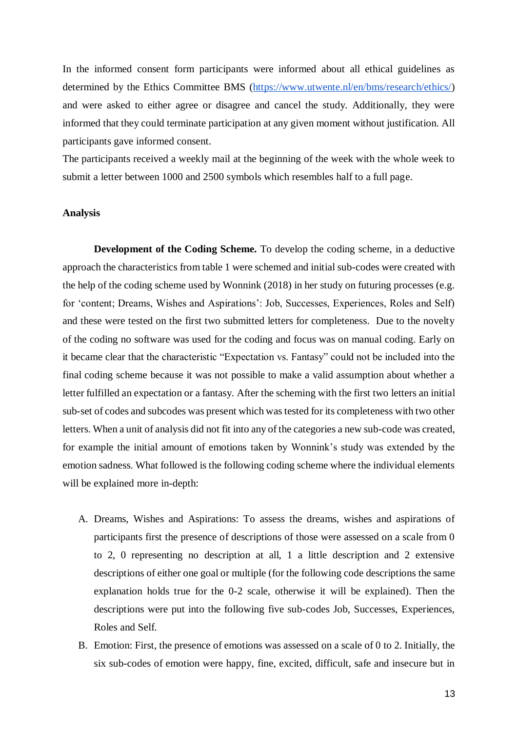In the informed consent form participants were informed about all ethical guidelines as determined by the Ethics Committee BMS ([https://www.utwente.nl/en/bms/research/ethics/](https://www.utwente.nl/en/bms/research/ethics/)) and were asked to either agree or disagree and cancel the study. Additionally, they were informed that they could terminate participation at any given moment without justification. All participants gave informed consent.

The participants received a weekly mail at the beginning of the week with the whole week to submit a letter between 1000 and 2500 symbols which resembles half to a full page.

**Analysis**

**Development of the Coding Scheme.** To develop the coding scheme, in a deductive approach the characteristics from table 1 were schemed and initial sub-codes were created with the help of the coding scheme used by Wonnink (2018) in her study on futuring processes (e.g. for 'content; Dreams, Wishes and Aspirations': Job, Successes, Experiences, Roles and Self) and these were tested on the first two submitted letters for completeness. Due to the novelty of the coding no software was used for the coding and focus was on manual coding. Early on it became clear that the characteristic "Expectation vs. Fantasy" could not be included into the final coding scheme because it was not possible to make a valid assumption about whether a letter fulfilled an expectation or a fantasy. After the scheming with the first two letters an initial sub-set of codes and subcodes was present which was tested for its completeness with two other letters. When a unit of analysis did not fit into any of the categories a new sub-code was created, for example the initial amount of emotions taken by Wonnink's study was extended by the emotion sadness. What followed is the following coding scheme where the individual elements will be explained more in-depth:

A. Dreams, Wishes and Aspirations: To assess the dreams, wishes and aspirations of participants first the presence of descriptions of those were assessed on a scale from 0 to 2, 0 representing no description at all, 1 a little description and 2 extensive descriptions of either one goal or multiple (for the following code descriptions the same explanation holds true for the 0-2 scale, otherwise it will be explained). Then the descriptions were put into the following five sub-codes Job, Successes, Experiences, Roles and Self.
B. Emotion: First, the presence of emotions was assessed on a scale of 0 to 2. Initially, the six sub-codes of emotion were happy, fine, excited, difficult, safe and insecure but in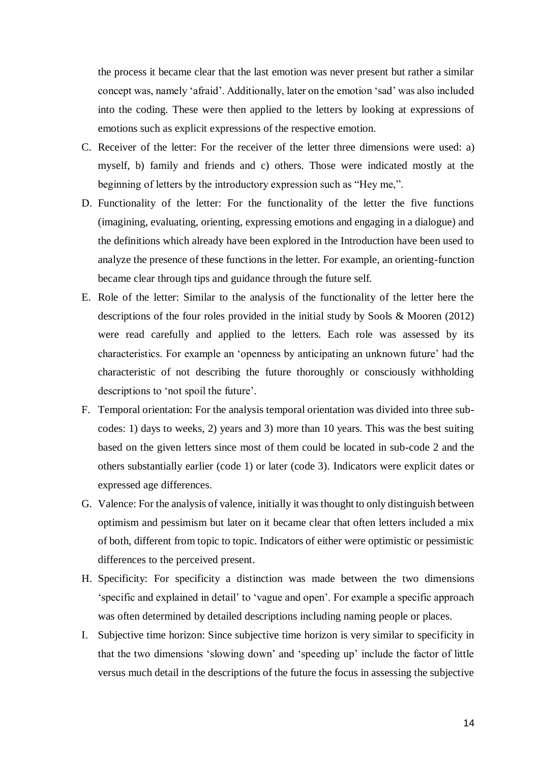the process it became clear that the last emotion was never present but rather a similar concept was, namely 'afraid'. Additionally, later on the emotion 'sad' was also included into the coding. These were then applied to the letters by looking at expressions of emotions such as explicit expressions of the respective emotion.

C. Receiver of the letter: For the receiver of the letter three dimensions were used: a) myself, b) family and friends and c) others. Those were indicated mostly at the beginning of letters by the introductory expression such as "Hey me,".
D. Functionality of the letter: For the functionality of the letter the five functions (imagining, evaluating, orienting, expressing emotions and engaging in a dialogue) and the definitions which already have been explored in the Introduction have been used to analyze the presence of these functions in the letter. For example, an orienting-function became clear through tips and guidance through the future self.
E. Role of the letter: Similar to the analysis of the functionality of the letter here the descriptions of the four roles provided in the initial study by Sools & Mooren (2012) were read carefully and applied to the letters. Each role was assessed by its characteristics. For example an 'openness by anticipating an unknown future' had the characteristic of not describing the future thoroughly or consciously withholding descriptions to 'not spoil the future'.
F. Temporal orientation: For the analysis temporal orientation was divided into three sub-codes: 1) days to weeks, 2) years and 3) more than 10 years. This was the best suiting based on the given letters since most of them could be located in sub-code 2 and the others substantially earlier (code 1) or later (code 3). Indicators were explicit dates or expressed age differences.
G. Valence: For the analysis of valence, initially it was thought to only distinguish between optimism and pessimism but later on it became clear that often letters included a mix of both, different from topic to topic. Indicators of either were optimistic or pessimistic differences to the perceived present.
H. Specificity: For specificity a distinction was made between the two dimensions 'specific and explained in detail' to 'vague and open'. For example a specific approach was often determined by detailed descriptions including naming people or places.
I. Subjective time horizon: Since subjective time horizon is very similar to specificity in that the two dimensions 'slowing down' and 'speeding up' include the factor of little versus much detail in the descriptions of the future the focus in assessing the subjective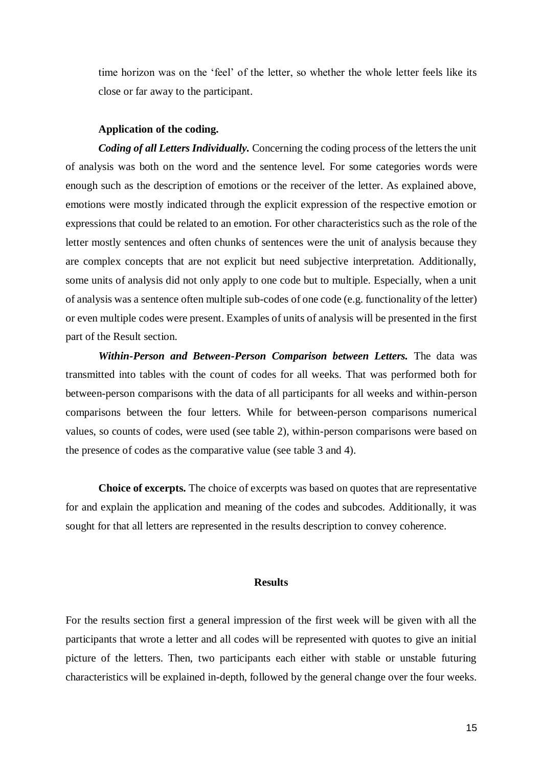time horizon was on the 'feel' of the letter, so whether the whole letter feels like its close or far away to the participant.

**Application of the coding.**

***Coding of all Letters Individually.*** Concerning the coding process of the letters the unit of analysis was both on the word and the sentence level. For some categories words were enough such as the description of emotions or the receiver of the letter. As explained above, emotions were mostly indicated through the explicit expression of the respective emotion or expressions that could be related to an emotion. For other characteristics such as the role of the letter mostly sentences and often chunks of sentences were the unit of analysis because they are complex concepts that are not explicit but need subjective interpretation. Additionally, some units of analysis did not only apply to one code but to multiple. Especially, when a unit of analysis was a sentence often multiple sub-codes of one code (e.g. functionality of the letter) or even multiple codes were present. Examples of units of analysis will be presented in the first part of the Result section.

***Within-Person and Between-Person Comparison between Letters.*** The data was transmitted into tables with the count of codes for all weeks. That was performed both for between-person comparisons with the data of all participants for all weeks and within-person comparisons between the four letters. While for between-person comparisons numerical values, so counts of codes, were used (see table 2), within-person comparisons were based on the presence of codes as the comparative value (see table 3 and 4).

**Choice of excerpts.** The choice of excerpts was based on quotes that are representative for and explain the application and meaning of the codes and subcodes. Additionally, it was sought for that all letters are represented in the results description to convey coherence.

## Results

For the results section first a general impression of the first week will be given with all the participants that wrote a letter and all codes will be represented with quotes to give an initial picture of the letters. Then, two participants each either with stable or unstable futuring characteristics will be explained in-depth, followed by the general change over the four weeks.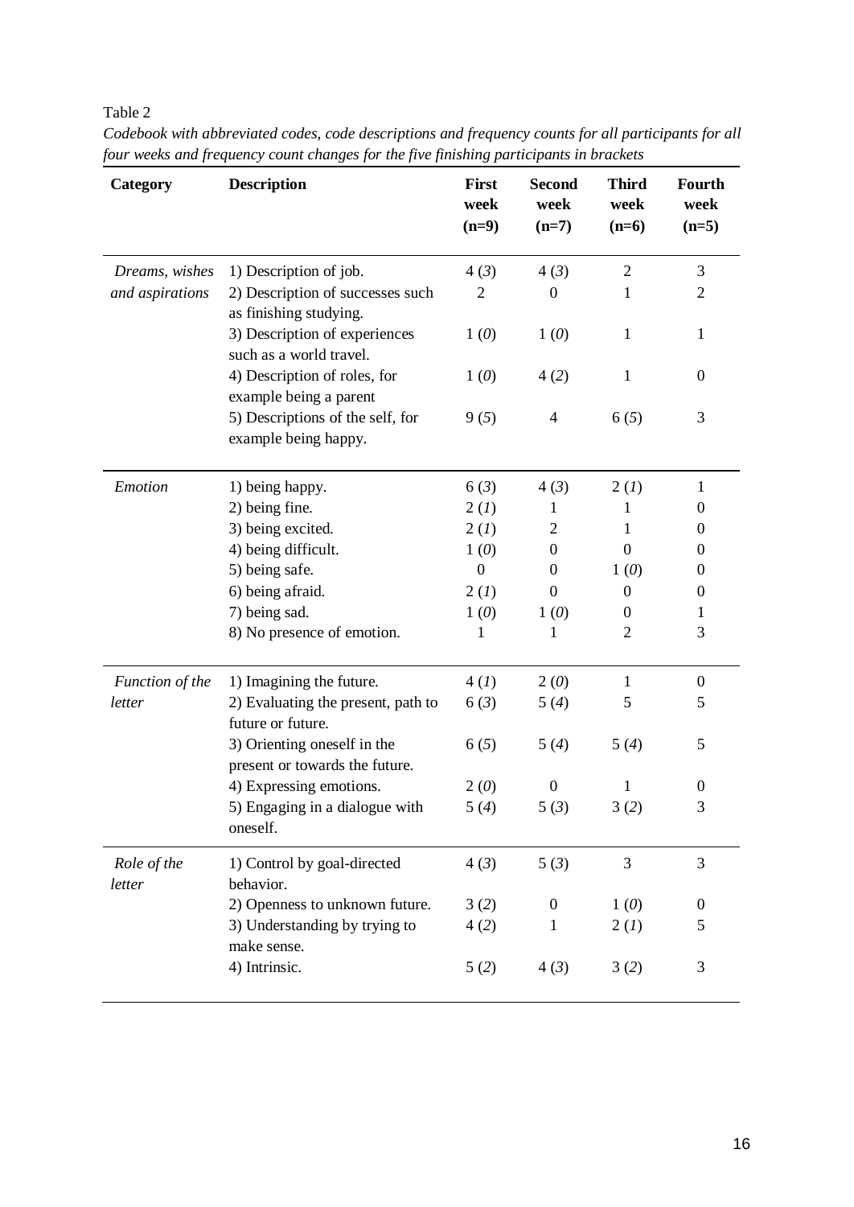Table 2

*Codebook with abbreviated codes, code descriptions and frequency counts for all participants for all four weeks and frequency count changes for the five finishing participants in brackets*

| Category | Description | First week (n=9) | Second week (n=7) | Third week (n=6) | Fourth week (n=5) |
|---|---|---|---|---|---|
| *Dreams, wishes and aspirations* | 1) Description of job. | 4 (*3*) | 4 (*3*) | 2 | 3 |
| | 2) Description of successes such as finishing studying. | 2 | 0 | 1 | 2 |
| | 3) Description of experiences such as a world travel. | 1 (*0*) | 1 (*0*) | 1 | 1 |
| | 4) Description of roles, for example being a parent | 1 (*0*) | 4 (*2*) | 1 | 0 |
| | 5) Descriptions of the self, for example being happy. | 9 (*5*) | 4 | 6 (*5*) | 3 |
| *Emotion* | 1) being happy. | 6 (*3*) | 4 (*3*) | 2 (*1*) | 1 |
| | 2) being fine. | 2 (*1*) | 1 | 1 | 0 |
| | 3) being excited. | 2 (*1*) | 2 | 1 | 0 |
| | 4) being difficult. | 1 (*0*) | 0 | 0 | 0 |
| | 5) being safe. | 0 | 0 | 1 (*0*) | 0 |
| | 6) being afraid. | 2 (*1*) | 0 | 0 | 0 |
| | 7) being sad. | 1 (*0*) | 1 (*0*) | 0 | 1 |
| | 8) No presence of emotion. | 1 | 1 | 2 | 3 |
| *Function of the letter* | 1) Imagining the future. | 4 (*1*) | 2 (*0*) | 1 | 0 |
| | 2) Evaluating the present, path to future or future. | 6 (*3*) | 5 (*4*) | 5 | 5 |
| | 3) Orienting oneself in the present or towards the future. | 6 (*5*) | 5 (*4*) | 5 (*4*) | 5 |
| | 4) Expressing emotions. | 2 (*0*) | 0 | 1 | 0 |
| | 5) Engaging in a dialogue with oneself. | 5 (*4*) | 5 (*3*) | 3 (*2*) | 3 |
| *Role of the letter* | 1) Control by goal-directed behavior. | 4 (*3*) | 5 (*3*) | 3 | 3 |
| | 2) Openness to unknown future. | 3 (*2*) | 0 | 1 (*0*) | 0 |
| | 3) Understanding by trying to make sense. | 4 (*2*) | 1 | 2 (*1*) | 5 |
| | 4) Intrinsic. | 5 (*2*) | 4 (*3*) | 3 (*2*) | 3 |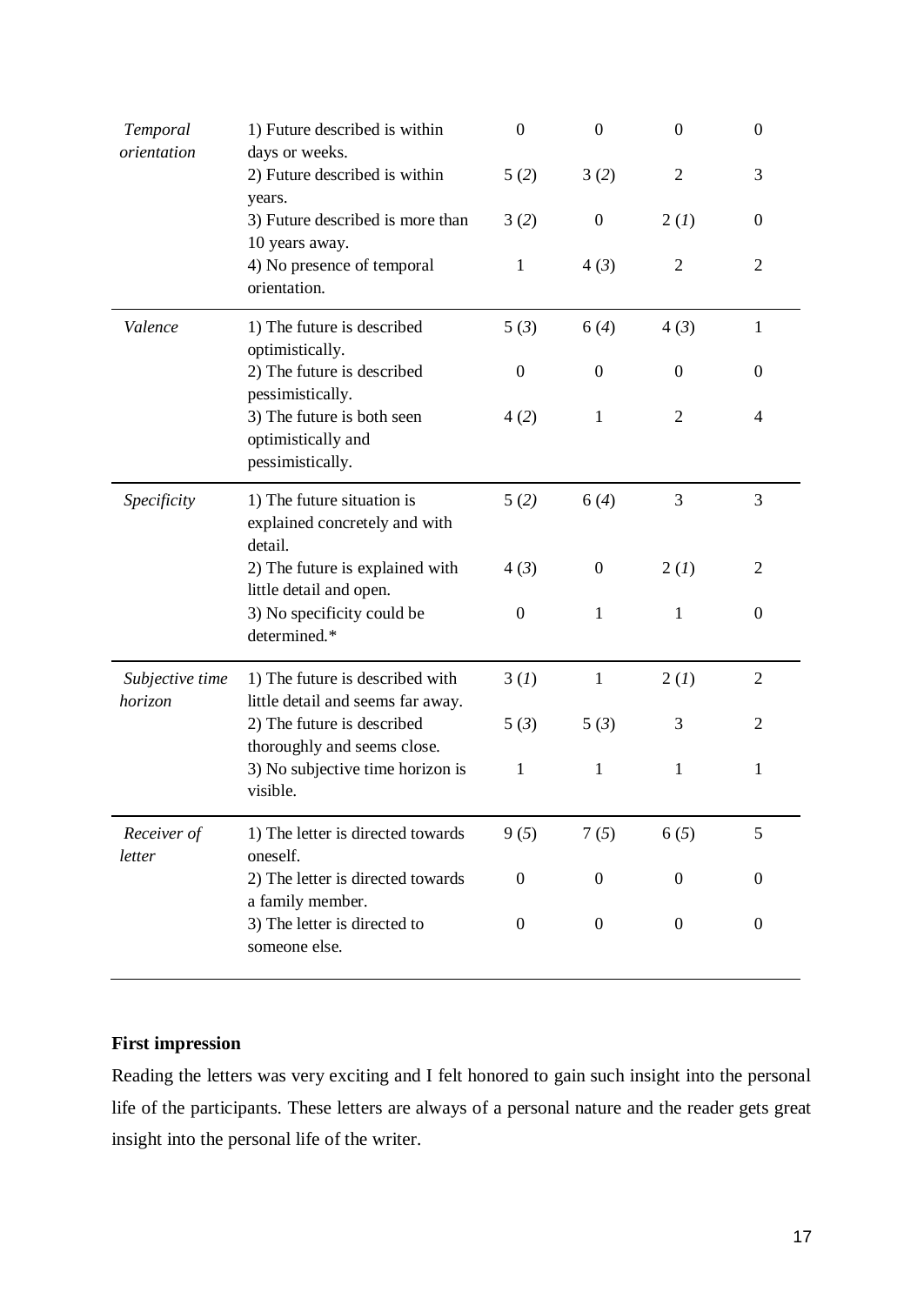| | | | | | |
|---|---|---|---|---|---|
| *Temporal orientation* | 1) Future described is within days or weeks. | 0 | 0 | 0 | 0 |
| | 2) Future described is within years. | 5 (*2*) | 3 (*2*) | 2 | 3 |
| | 3) Future described is more than 10 years away. | 3 (*2*) | 0 | 2 (*1*) | 0 |
| | 4) No presence of temporal orientation. | 1 | 4 (*3*) | 2 | 2 |
| *Valence* | 1) The future is described optimistically. | 5 (*3*) | 6 (*4*) | 4 (*3*) | 1 |
| | 2) The future is described pessimistically. | 0 | 0 | 0 | 0 |
| | 3) The future is both seen optimistically and pessimistically. | 4 (*2*) | 1 | 2 | 4 |
| *Specificity* | 1) The future situation is explained concretely and with detail. | 5 (*2*) | 6 (*4*) | 3 | 3 |
| | 2) The future is explained with little detail and open. | 4 (*3*) | 0 | 2 (*1*) | 2 |
| | 3) No specificity could be determined.* | 0 | 1 | 1 | 0 |
| *Subjective time horizon* | 1) The future is described with little detail and seems far away. | 3 (*1*) | 1 | 2 (*1*) | 2 |
| | 2) The future is described thoroughly and seems close. | 5 (*3*) | 5 (*3*) | 3 | 2 |
| | 3) No subjective time horizon is visible. | 1 | 1 | 1 | 1 |
| *Receiver of letter* | 1) The letter is directed towards oneself. | 9 (*5*) | 7 (*5*) | 6 (*5*) | 5 |
| | 2) The letter is directed towards a family member. | 0 | 0 | 0 | 0 |
| | 3) The letter is directed to someone else. | 0 | 0 | 0 | 0 |

**First impression**

Reading the letters was very exciting and I felt honored to gain such insight into the personal life of the participants. These letters are always of a personal nature and the reader gets great insight into the personal life of the writer.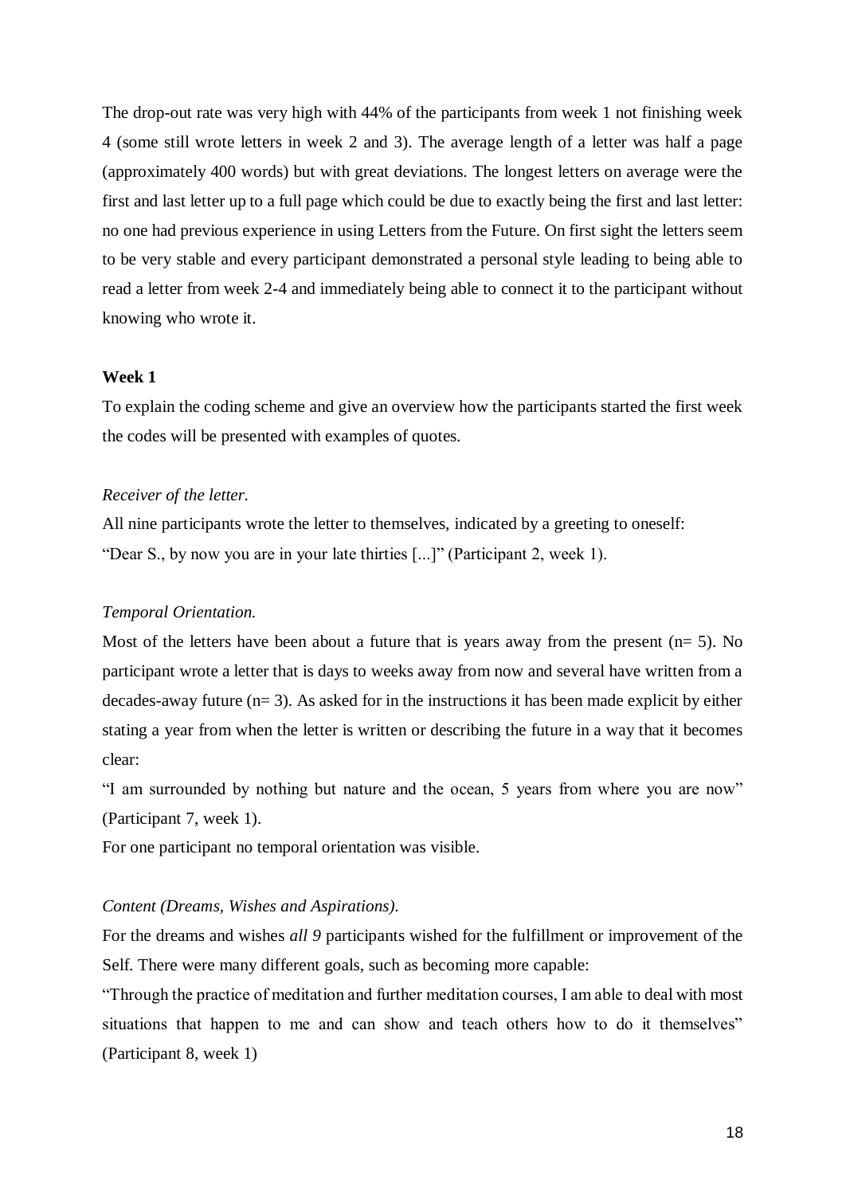The drop-out rate was very high with 44% of the participants from week 1 not finishing week 4 (some still wrote letters in week 2 and 3). The average length of a letter was half a page (approximately 400 words) but with great deviations. The longest letters on average were the first and last letter up to a full page which could be due to exactly being the first and last letter: no one had previous experience in using Letters from the Future. On first sight the letters seem to be very stable and every participant demonstrated a personal style leading to being able to read a letter from week 2-4 and immediately being able to connect it to the participant without knowing who wrote it.

**Week 1**

To explain the coding scheme and give an overview how the participants started the first week the codes will be presented with examples of quotes.

*Receiver of the letter.*

All nine participants wrote the letter to themselves, indicated by a greeting to oneself: "Dear S., by now you are in your late thirties [...]" (Participant 2, week 1).

*Temporal Orientation.*

Most of the letters have been about a future that is years away from the present (n= 5). No participant wrote a letter that is days to weeks away from now and several have written from a decades-away future (n= 3). As asked for in the instructions it has been made explicit by either stating a year from when the letter is written or describing the future in a way that it becomes clear:

"I am surrounded by nothing but nature and the ocean, 5 years from where you are now" (Participant 7, week 1).

For one participant no temporal orientation was visible.

*Content (Dreams, Wishes and Aspirations).*

For the dreams and wishes *all 9* participants wished for the fulfillment or improvement of the Self. There were many different goals, such as becoming more capable:

"Through the practice of meditation and further meditation courses, I am able to deal with most situations that happen to me and can show and teach others how to do it themselves" (Participant 8, week 1)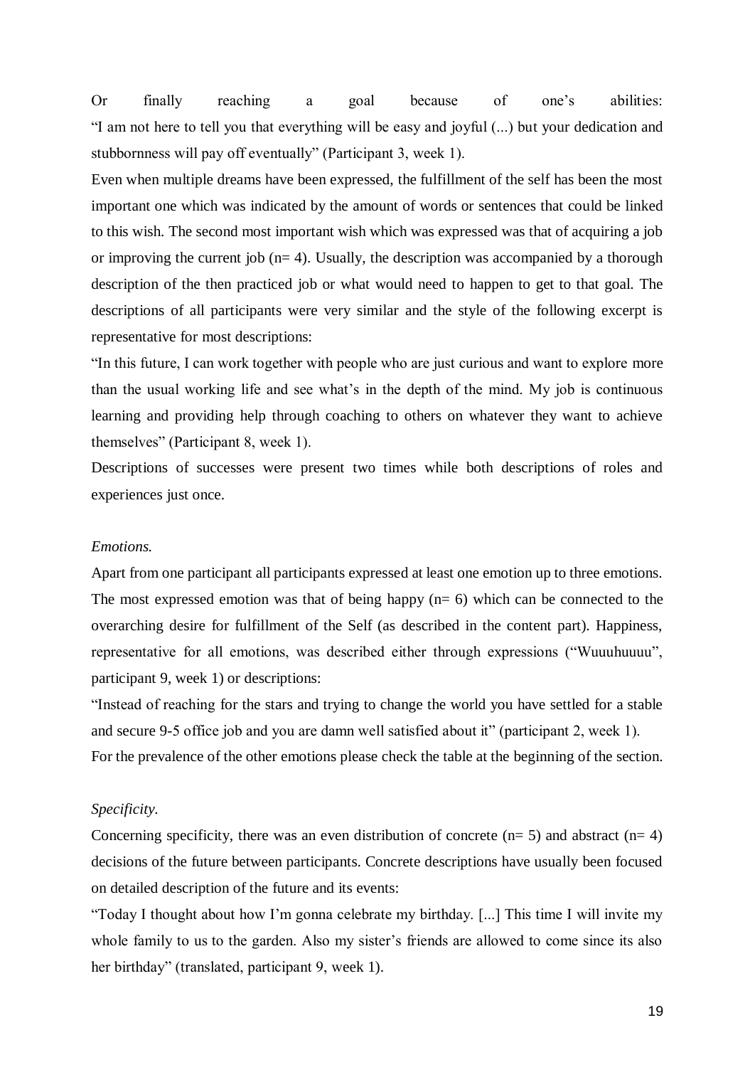Or finally reaching a goal because of one's abilities: "I am not here to tell you that everything will be easy and joyful (...) but your dedication and stubbornness will pay off eventually" (Participant 3, week 1).

Even when multiple dreams have been expressed, the fulfillment of the self has been the most important one which was indicated by the amount of words or sentences that could be linked to this wish. The second most important wish which was expressed was that of acquiring a job or improving the current job (n= 4). Usually, the description was accompanied by a thorough description of the then practiced job or what would need to happen to get to that goal. The descriptions of all participants were very similar and the style of the following excerpt is representative for most descriptions:

"In this future, I can work together with people who are just curious and want to explore more than the usual working life and see what's in the depth of the mind. My job is continuous learning and providing help through coaching to others on whatever they want to achieve themselves" (Participant 8, week 1).

Descriptions of successes were present two times while both descriptions of roles and experiences just once.

*Emotions.*

Apart from one participant all participants expressed at least one emotion up to three emotions. The most expressed emotion was that of being happy (n= 6) which can be connected to the overarching desire for fulfillment of the Self (as described in the content part). Happiness, representative for all emotions, was described either through expressions ("Wuuuhuuuu", participant 9, week 1) or descriptions:

"Instead of reaching for the stars and trying to change the world you have settled for a stable and secure 9-5 office job and you are damn well satisfied about it" (participant 2, week 1).

For the prevalence of the other emotions please check the table at the beginning of the section.

*Specificity.*

Concerning specificity, there was an even distribution of concrete (n= 5) and abstract (n= 4) decisions of the future between participants. Concrete descriptions have usually been focused on detailed description of the future and its events:

"Today I thought about how I'm gonna celebrate my birthday. [...] This time I will invite my whole family to us to the garden. Also my sister's friends are allowed to come since its also her birthday" (translated, participant 9, week 1).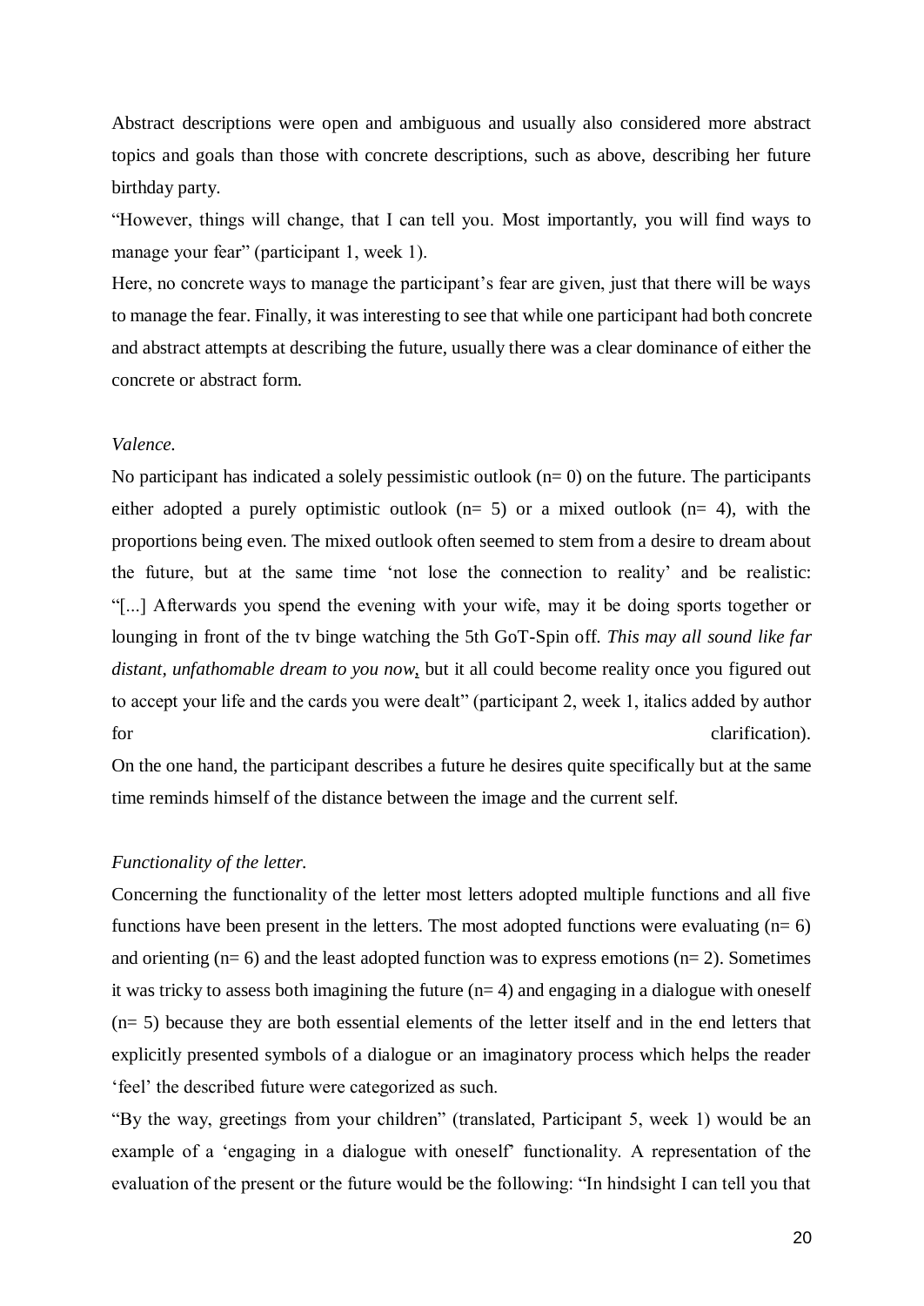Abstract descriptions were open and ambiguous and usually also considered more abstract topics and goals than those with concrete descriptions, such as above, describing her future birthday party.

"However, things will change, that I can tell you. Most importantly, you will find ways to manage your fear" (participant 1, week 1).

Here, no concrete ways to manage the participant's fear are given, just that there will be ways to manage the fear. Finally, it was interesting to see that while one participant had both concrete and abstract attempts at describing the future, usually there was a clear dominance of either the concrete or abstract form.

*Valence.*

No participant has indicated a solely pessimistic outlook (n= 0) on the future. The participants either adopted a purely optimistic outlook (n= 5) or a mixed outlook (n= 4), with the proportions being even. The mixed outlook often seemed to stem from a desire to dream about the future, but at the same time 'not lose the connection to reality' and be realistic: "[...] Afterwards you spend the evening with your wife, may it be doing sports together or lounging in front of the tv binge watching the 5th GoT-Spin off. *This may all sound like far distant, unfathomable dream to you now*, but it all could become reality once you figured out to accept your life and the cards you were dealt" (participant 2, week 1, italics added by author for clarification).

On the one hand, the participant describes a future he desires quite specifically but at the same time reminds himself of the distance between the image and the current self.

*Functionality of the letter.*

Concerning the functionality of the letter most letters adopted multiple functions and all five functions have been present in the letters. The most adopted functions were evaluating (n= 6) and orienting (n= 6) and the least adopted function was to express emotions (n= 2). Sometimes it was tricky to assess both imagining the future (n= 4) and engaging in a dialogue with oneself (n= 5) because they are both essential elements of the letter itself and in the end letters that explicitly presented symbols of a dialogue or an imaginatory process which helps the reader 'feel' the described future were categorized as such.

"By the way, greetings from your children" (translated, Participant 5, week 1) would be an example of a 'engaging in a dialogue with oneself' functionality. A representation of the evaluation of the present or the future would be the following: "In hindsight I can tell you that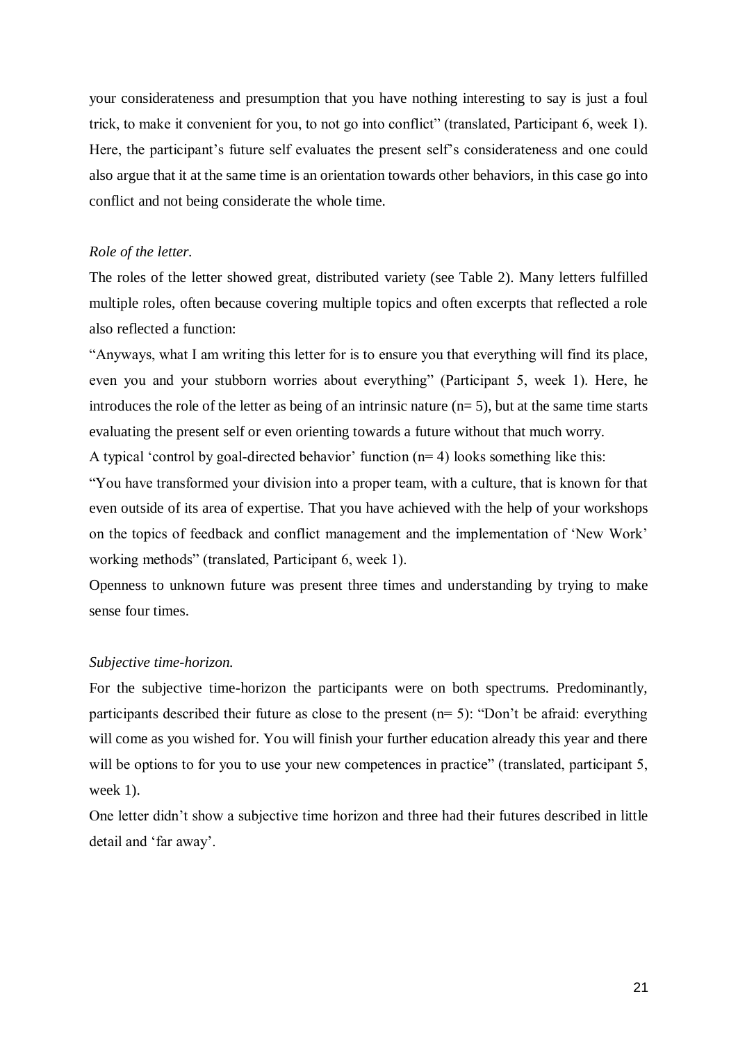your considerateness and presumption that you have nothing interesting to say is just a foul trick, to make it convenient for you, to not go into conflict" (translated, Participant 6, week 1). Here, the participant's future self evaluates the present self's considerateness and one could also argue that it at the same time is an orientation towards other behaviors, in this case go into conflict and not being considerate the whole time.

*Role of the letter.*

The roles of the letter showed great, distributed variety (see Table 2). Many letters fulfilled multiple roles, often because covering multiple topics and often excerpts that reflected a role also reflected a function:

"Anyways, what I am writing this letter for is to ensure you that everything will find its place, even you and your stubborn worries about everything" (Participant 5, week 1). Here, he introduces the role of the letter as being of an intrinsic nature (n= 5), but at the same time starts evaluating the present self or even orienting towards a future without that much worry.

A typical 'control by goal-directed behavior' function (n= 4) looks something like this:

"You have transformed your division into a proper team, with a culture, that is known for that even outside of its area of expertise. That you have achieved with the help of your workshops on the topics of feedback and conflict management and the implementation of 'New Work' working methods" (translated, Participant 6, week 1).

Openness to unknown future was present three times and understanding by trying to make sense four times.

*Subjective time-horizon.*

For the subjective time-horizon the participants were on both spectrums. Predominantly, participants described their future as close to the present (n= 5): "Don't be afraid: everything will come as you wished for. You will finish your further education already this year and there will be options to for you to use your new competences in practice" (translated, participant 5, week 1).

One letter didn't show a subjective time horizon and three had their futures described in little detail and 'far away'.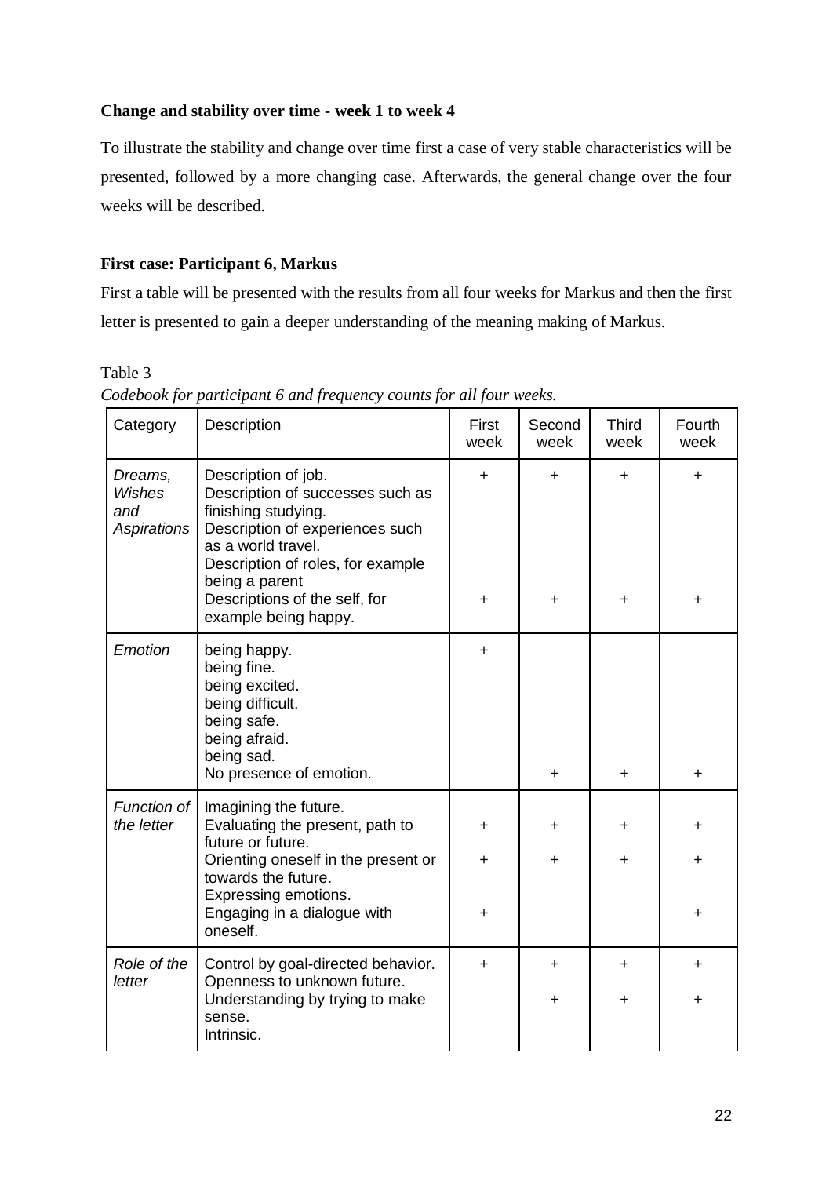## Change and stability over time - week 1 to week 4

To illustrate the stability and change over time first a case of very stable characteristics will be presented, followed by a more changing case. Afterwards, the general change over the four weeks will be described.

## First case: Participant 6, Markus

First a table will be presented with the results from all four weeks for Markus and then the first letter is presented to gain a deeper understanding of the meaning making of Markus.

Table 3

*Codebook for participant 6 and frequency counts for all four weeks.*

| Category | Description | First week | Second week | Third week | Fourth week |
|---|---|---|---|---|---|
| *Dreams, Wishes and Aspirations* | Description of job. | + | + | + | + |
| | Description of successes such as finishing studying. | | | | |
| | Description of experiences such as a world travel. | | | | |
| | Description of roles, for example being a parent | | | | |
| | Descriptions of the self, for example being happy. | + | + | + | + |
| *Emotion* | being happy. | + | | | |
| | being fine. | | | | |
| | being excited. | | | | |
| | being difficult. | | | | |
| | being safe. | | | | |
| | being afraid. | | | | |
| | being sad. | | | | |
| | No presence of emotion. | | + | + | + |
| *Function of the letter* | Imagining the future. | | | | |
| | Evaluating the present, path to future or future. | + | + | + | + |
| | Orienting oneself in the present or towards the future. | + | + | + | + |
| | Expressing emotions. | | | | |
| | Engaging in a dialogue with oneself. | + | | | + |
| *Role of the letter* | Control by goal-directed behavior. | + | + | + | + |
| | Openness to unknown future. | | | | |
| | Understanding by trying to make sense. | | + | + | + |
| | Intrinsic. | | | | |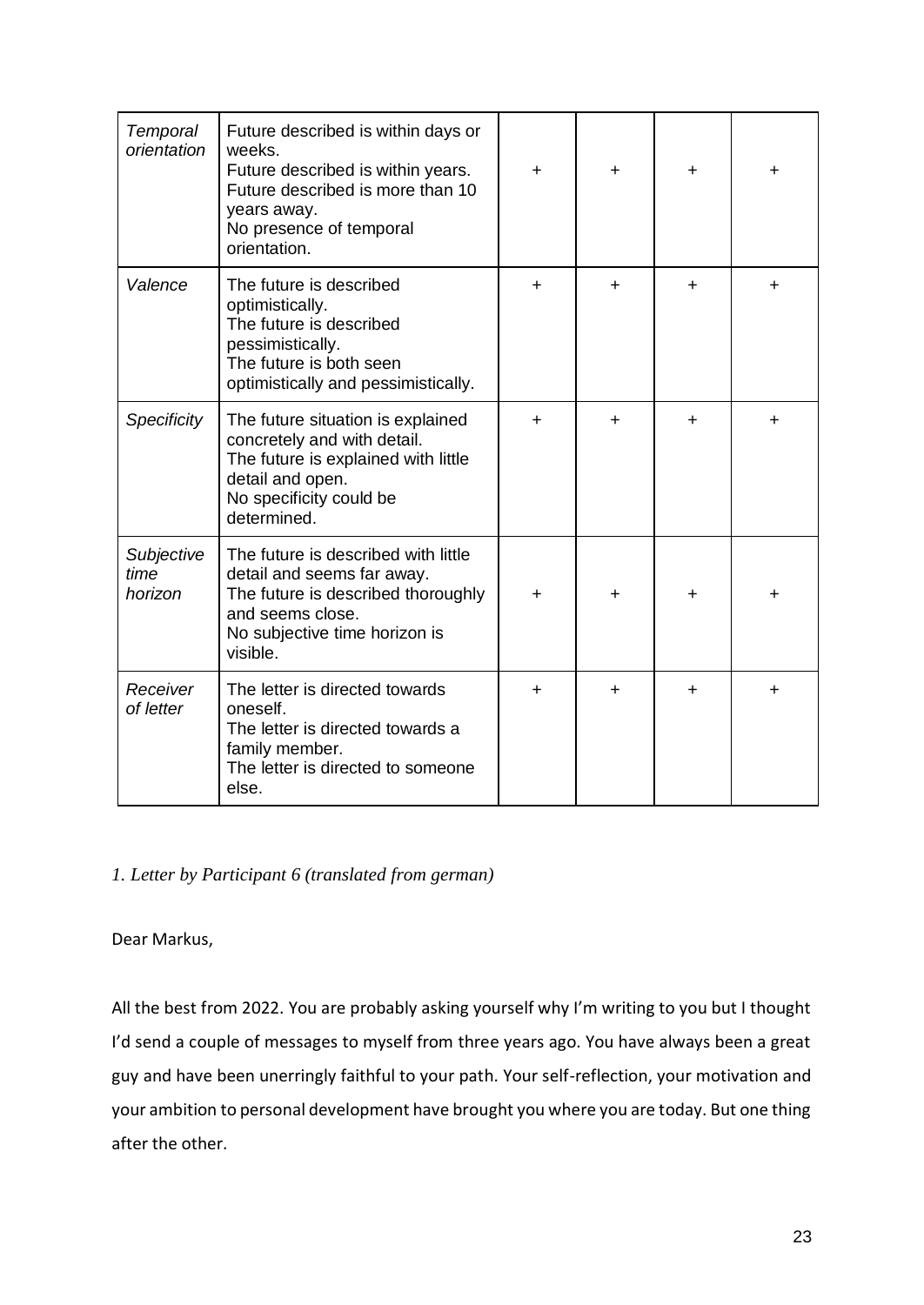| | | | | | |
|---|---|---|---|---|---|
| *Temporal orientation* | Future described is within days or weeks.<br>Future described is within years.<br>Future described is more than 10 years away.<br>No presence of temporal orientation. | + | + | + | + |
| *Valence* | The future is described optimistically.<br>The future is described pessimistically.<br>The future is both seen optimistically and pessimistically. | + | + | + | + |
| *Specificity* | The future situation is explained concretely and with detail.<br>The future is explained with little detail and open.<br>No specificity could be determined. | + | + | + | + |
| *Subjective time horizon* | The future is described with little detail and seems far away.<br>The future is described thoroughly and seems close.<br>No subjective time horizon is visible. | + | + | + | + |
| *Receiver of letter* | The letter is directed towards oneself.<br>The letter is directed towards a family member.<br>The letter is directed to someone else. | + | + | + | + |

*1. Letter by Participant 6 (translated from german)*

Dear Markus,

All the best from 2022. You are probably asking yourself why I'm writing to you but I thought I'd send a couple of messages to myself from three years ago. You have always been a great guy and have been unerringly faithful to your path. Your self-reflection, your motivation and your ambition to personal development have brought you where you are today. But one thing after the other.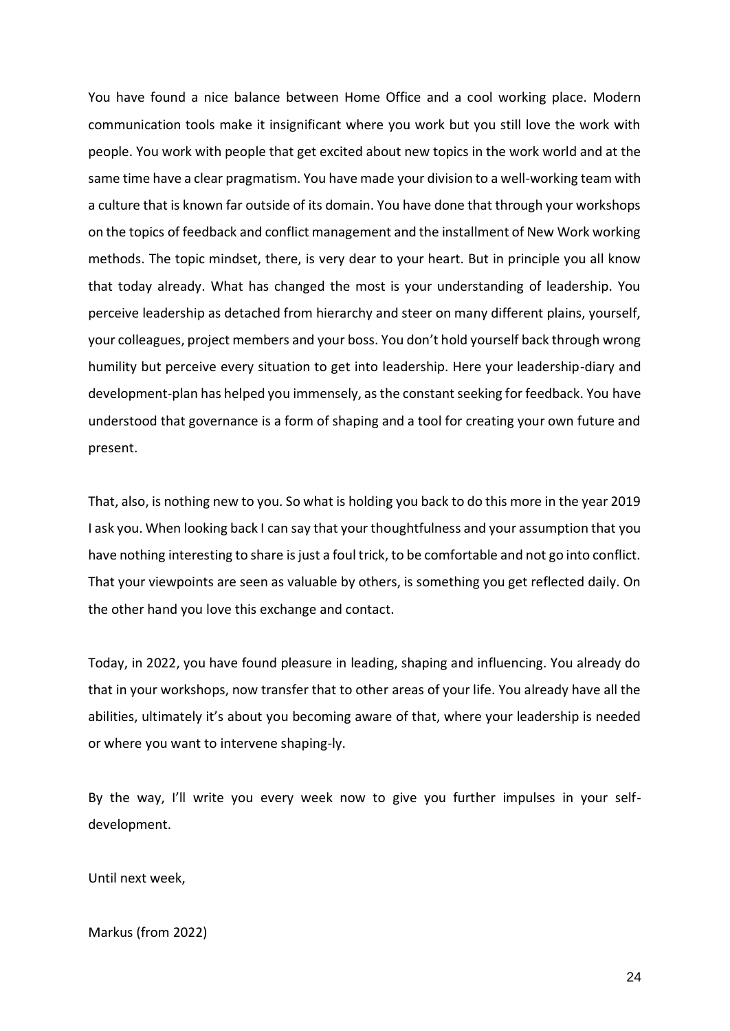You have found a nice balance between Home Office and a cool working place. Modern communication tools make it insignificant where you work but you still love the work with people. You work with people that get excited about new topics in the work world and at the same time have a clear pragmatism. You have made your division to a well-working team with a culture that is known far outside of its domain. You have done that through your workshops on the topics of feedback and conflict management and the installment of New Work working methods. The topic mindset, there, is very dear to your heart. But in principle you all know that today already. What has changed the most is your understanding of leadership. You perceive leadership as detached from hierarchy and steer on many different plains, yourself, your colleagues, project members and your boss. You don't hold yourself back through wrong humility but perceive every situation to get into leadership. Here your leadership-diary and development-plan has helped you immensely, as the constant seeking for feedback. You have understood that governance is a form of shaping and a tool for creating your own future and present.

That, also, is nothing new to you. So what is holding you back to do this more in the year 2019 I ask you. When looking back I can say that your thoughtfulness and your assumption that you have nothing interesting to share is just a foul trick, to be comfortable and not go into conflict. That your viewpoints are seen as valuable by others, is something you get reflected daily. On the other hand you love this exchange and contact.

Today, in 2022, you have found pleasure in leading, shaping and influencing. You already do that in your workshops, now transfer that to other areas of your life. You already have all the abilities, ultimately it's about you becoming aware of that, where your leadership is needed or where you want to intervene shaping-ly.

By the way, I'll write you every week now to give you further impulses in your self-development.

Until next week,

Markus (from 2022)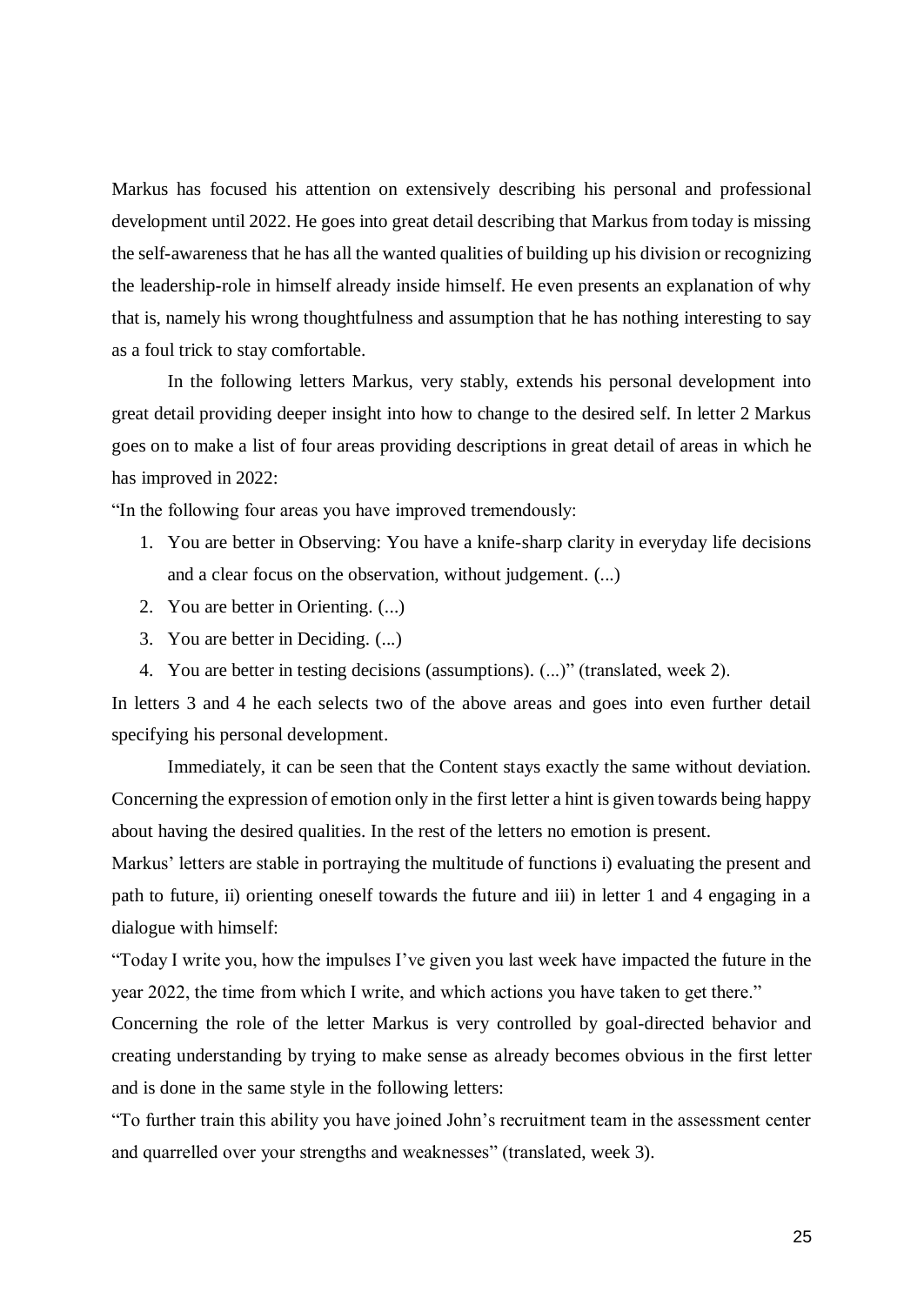Markus has focused his attention on extensively describing his personal and professional development until 2022. He goes into great detail describing that Markus from today is missing the self-awareness that he has all the wanted qualities of building up his division or recognizing the leadership-role in himself already inside himself. He even presents an explanation of why that is, namely his wrong thoughtfulness and assumption that he has nothing interesting to say as a foul trick to stay comfortable.

In the following letters Markus, very stably, extends his personal development into great detail providing deeper insight into how to change to the desired self. In letter 2 Markus goes on to make a list of four areas providing descriptions in great detail of areas in which he has improved in 2022:

"In the following four areas you have improved tremendously:

1. You are better in Observing: You have a knife-sharp clarity in everyday life decisions and a clear focus on the observation, without judgement. (...)
2. You are better in Orienting. (...)
3. You are better in Deciding. (...)
4. You are better in testing decisions (assumptions). (...)" (translated, week 2).

In letters 3 and 4 he each selects two of the above areas and goes into even further detail specifying his personal development.

Immediately, it can be seen that the Content stays exactly the same without deviation. Concerning the expression of emotion only in the first letter a hint is given towards being happy about having the desired qualities. In the rest of the letters no emotion is present.

Markus' letters are stable in portraying the multitude of functions i) evaluating the present and path to future, ii) orienting oneself towards the future and iii) in letter 1 and 4 engaging in a dialogue with himself:

"Today I write you, how the impulses I've given you last week have impacted the future in the year 2022, the time from which I write, and which actions you have taken to get there."

Concerning the role of the letter Markus is very controlled by goal-directed behavior and creating understanding by trying to make sense as already becomes obvious in the first letter and is done in the same style in the following letters:

"To further train this ability you have joined John's recruitment team in the assessment center and quarrelled over your strengths and weaknesses" (translated, week 3).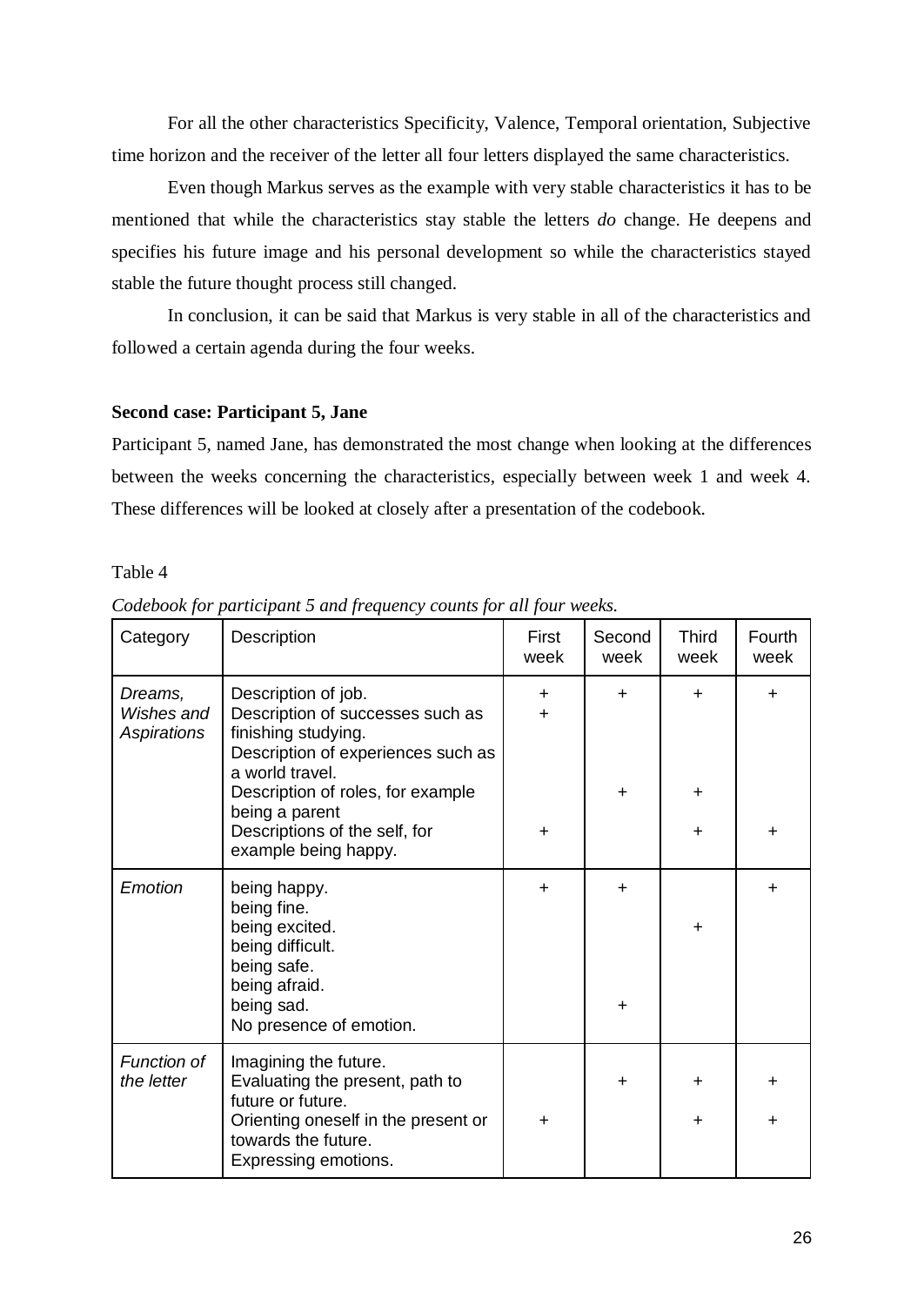For all the other characteristics Specificity, Valence, Temporal orientation, Subjective time horizon and the receiver of the letter all four letters displayed the same characteristics.

Even though Markus serves as the example with very stable characteristics it has to be mentioned that while the characteristics stay stable the letters *do* change. He deepens and specifies his future image and his personal development so while the characteristics stayed stable the future thought process still changed.

In conclusion, it can be said that Markus is very stable in all of the characteristics and followed a certain agenda during the four weeks.

**Second case: Participant 5, Jane**

Participant 5, named Jane, has demonstrated the most change when looking at the differences between the weeks concerning the characteristics, especially between week 1 and week 4. These differences will be looked at closely after a presentation of the codebook.

Table 4

*Codebook for participant 5 and frequency counts for all four weeks.*

| Category | Description | First week | Second week | Third week | Fourth week |
|---|---|---|---|---|---|
| *Dreams, Wishes and Aspirations* | Description of job. | + | + | + | + |
| | Description of successes such as finishing studying. | + | | | |
| | Description of experiences such as a world travel. | | | | |
| | Description of roles, for example being a parent | | + | + | |
| | Descriptions of the self, for example being happy. | + | | + | + |
| *Emotion* | being happy. | + | + | | + |
| | being fine. | | | | |
| | being excited. | | | + | |
| | being difficult. | | | | |
| | being safe. | | | | |
| | being afraid. | | | | |
| | being sad. | | + | | |
| | No presence of emotion. | | | | |
| *Function of the letter* | Imagining the future. | | | | |
| | Evaluating the present, path to future or future. | | + | + | + |
| | Orienting oneself in the present or towards the future. | + | | + | + |
| | Expressing emotions. | | | | |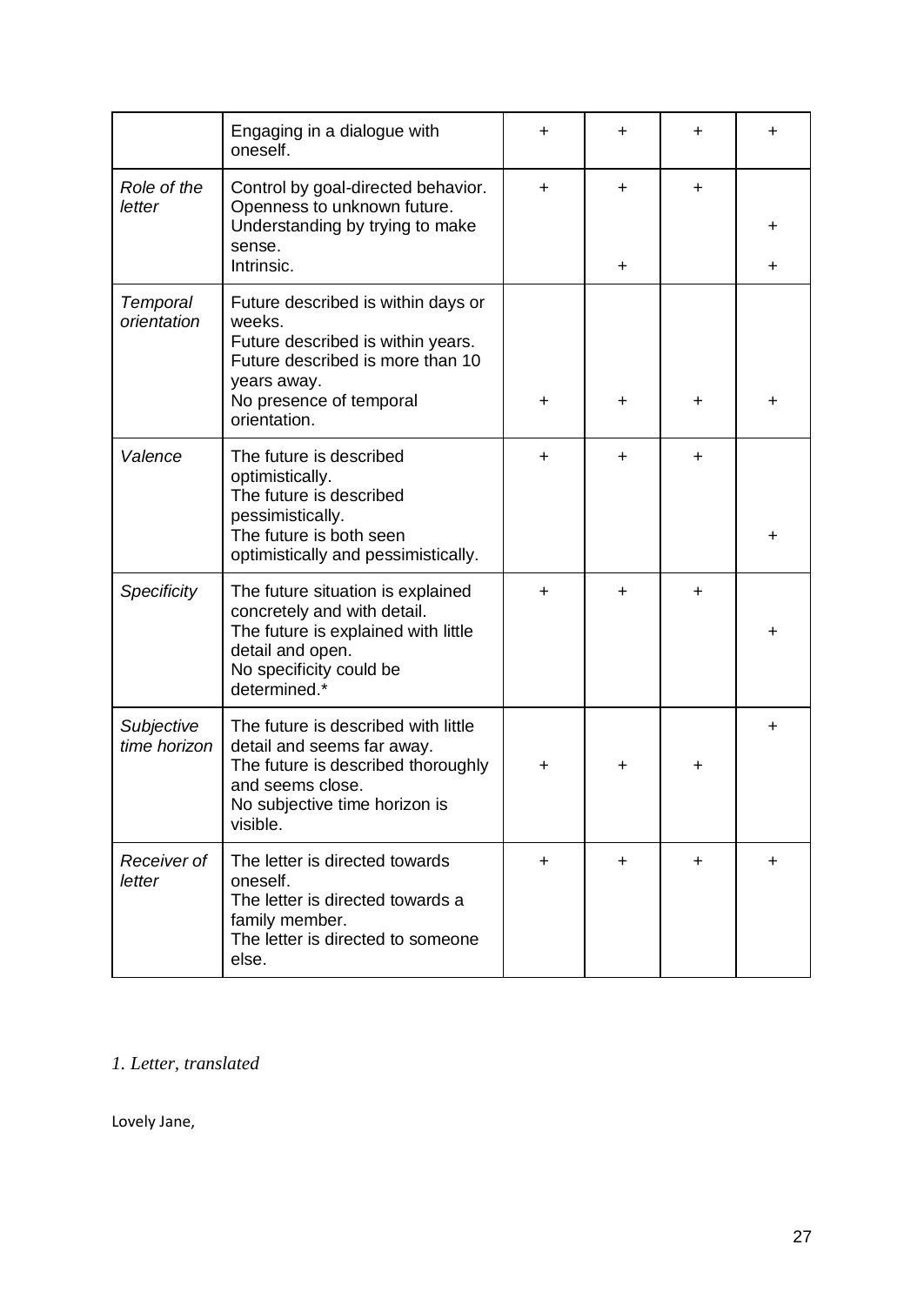| | Engaging in a dialogue with oneself. | + | + | + | + |
|---|---|---|---|---|---|
| *Role of the letter* | Control by goal-directed behavior. | + | + | + | |
| | Openness to unknown future. | | | | |
| | Understanding by trying to make sense. | | | | + |
| | Intrinsic. | | + | | + |
| *Temporal orientation* | Future described is within days or weeks. | | | | |
| | Future described is within years. | | | | |
| | Future described is more than 10 years away. | | | | |
| | No presence of temporal orientation. | + | + | + | + |
| *Valence* | The future is described optimistically. | + | + | + | |
| | The future is described pessimistically. | | | | |
| | The future is both seen optimistically and pessimistically. | | | | + |
| *Specificity* | The future situation is explained concretely and with detail. | + | + | + | |
| | The future is explained with little detail and open. | | | | + |
| | No specificity could be determined.* | | | | |
| *Subjective time horizon* | The future is described with little detail and seems far away. | | | | + |
| | The future is described thoroughly and seems close. | + | + | + | |
| | No subjective time horizon is visible. | | | | |
| *Receiver of letter* | The letter is directed towards oneself. | + | + | + | + |
| | The letter is directed towards a family member. | | | | |
| | The letter is directed to someone else. | | | | |

*1. Letter, translated*

Lovely Jane,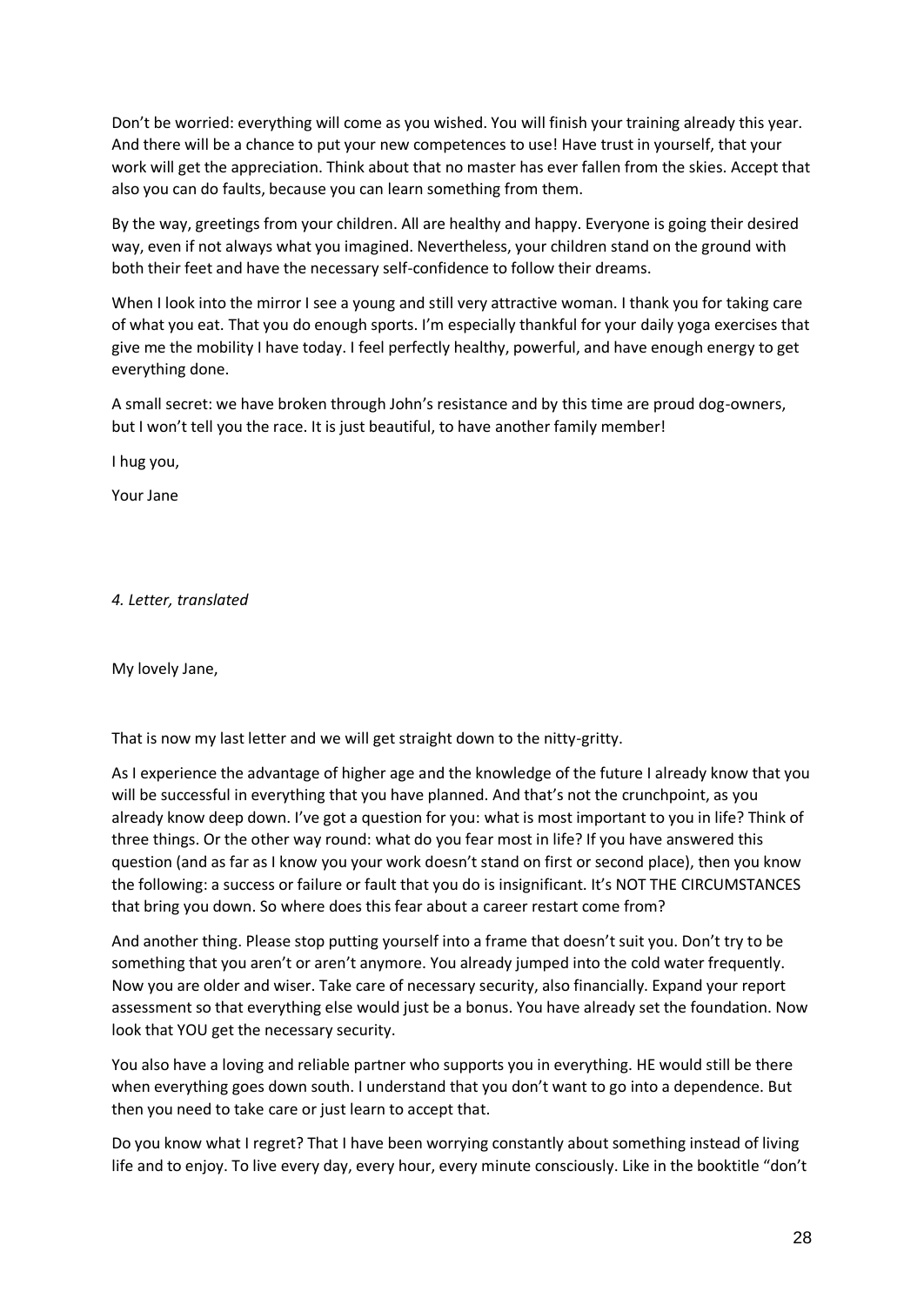Don't be worried: everything will come as you wished. You will finish your training already this year. And there will be a chance to put your new competences to use! Have trust in yourself, that your work will get the appreciation. Think about that no master has ever fallen from the skies. Accept that also you can do faults, because you can learn something from them.

By the way, greetings from your children. All are healthy and happy. Everyone is going their desired way, even if not always what you imagined. Nevertheless, your children stand on the ground with both their feet and have the necessary self-confidence to follow their dreams.

When I look into the mirror I see a young and still very attractive woman. I thank you for taking care of what you eat. That you do enough sports. I'm especially thankful for your daily yoga exercises that give me the mobility I have today. I feel perfectly healthy, powerful, and have enough energy to get everything done.

A small secret: we have broken through John's resistance and by this time are proud dog-owners, but I won't tell you the race. It is just beautiful, to have another family member!

I hug you,

Your Jane

*4. Letter, translated*

My lovely Jane,

That is now my last letter and we will get straight down to the nitty-gritty.

As I experience the advantage of higher age and the knowledge of the future I already know that you will be successful in everything that you have planned. And that's not the crunchpoint, as you already know deep down. I've got a question for you: what is most important to you in life? Think of three things. Or the other way round: what do you fear most in life? If you have answered this question (and as far as I know you your work doesn't stand on first or second place), then you know the following: a success or failure or fault that you do is insignificant. It's NOT THE CIRCUMSTANCES that bring you down. So where does this fear about a career restart come from?

And another thing. Please stop putting yourself into a frame that doesn't suit you. Don't try to be something that you aren't or aren't anymore. You already jumped into the cold water frequently. Now you are older and wiser. Take care of necessary security, also financially. Expand your report assessment so that everything else would just be a bonus. You have already set the foundation. Now look that YOU get the necessary security.

You also have a loving and reliable partner who supports you in everything. HE would still be there when everything goes down south. I understand that you don't want to go into a dependence. But then you need to take care or just learn to accept that.

Do you know what I regret? That I have been worrying constantly about something instead of living life and to enjoy. To live every day, every hour, every minute consciously. Like in the booktitle "don't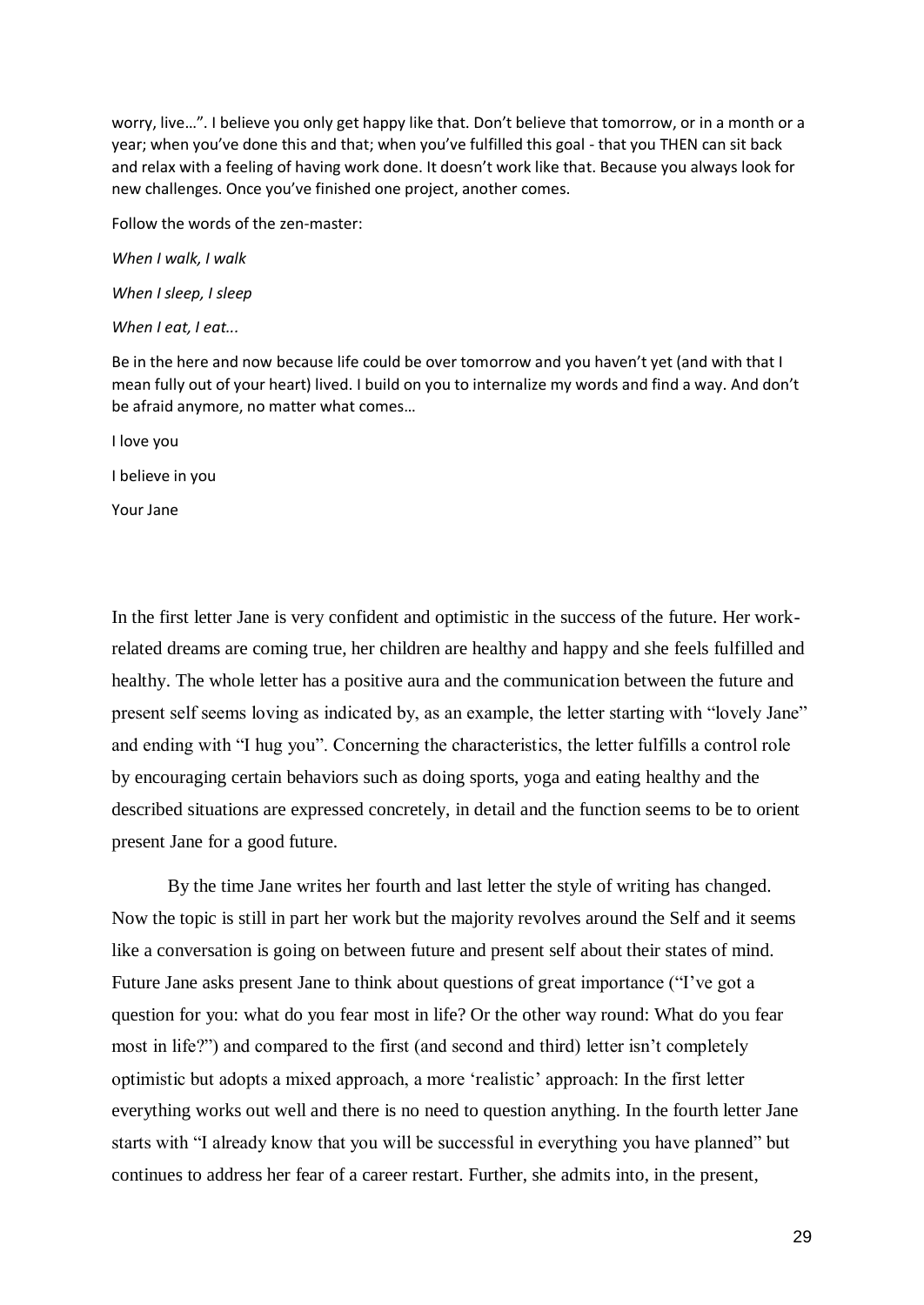worry, live…". I believe you only get happy like that. Don't believe that tomorrow, or in a month or a year; when you've done this and that; when you've fulfilled this goal - that you THEN can sit back and relax with a feeling of having work done. It doesn't work like that. Because you always look for new challenges. Once you've finished one project, another comes.

Follow the words of the zen-master:

*When I walk, I walk*

*When I sleep, I sleep*

*When I eat, I eat...*

Be in the here and now because life could be over tomorrow and you haven't yet (and with that I mean fully out of your heart) lived. I build on you to internalize my words and find a way. And don't be afraid anymore, no matter what comes…

I love you

I believe in you

Your Jane

In the first letter Jane is very confident and optimistic in the success of the future. Her work-related dreams are coming true, her children are healthy and happy and she feels fulfilled and healthy. The whole letter has a positive aura and the communication between the future and present self seems loving as indicated by, as an example, the letter starting with "lovely Jane" and ending with "I hug you". Concerning the characteristics, the letter fulfills a control role by encouraging certain behaviors such as doing sports, yoga and eating healthy and the described situations are expressed concretely, in detail and the function seems to be to orient present Jane for a good future.

By the time Jane writes her fourth and last letter the style of writing has changed. Now the topic is still in part her work but the majority revolves around the Self and it seems like a conversation is going on between future and present self about their states of mind. Future Jane asks present Jane to think about questions of great importance ("I've got a question for you: what do you fear most in life? Or the other way round: What do you fear most in life?") and compared to the first (and second and third) letter isn't completely optimistic but adopts a mixed approach, a more 'realistic' approach: In the first letter everything works out well and there is no need to question anything. In the fourth letter Jane starts with "I already know that you will be successful in everything you have planned" but continues to address her fear of a career restart. Further, she admits into, in the present,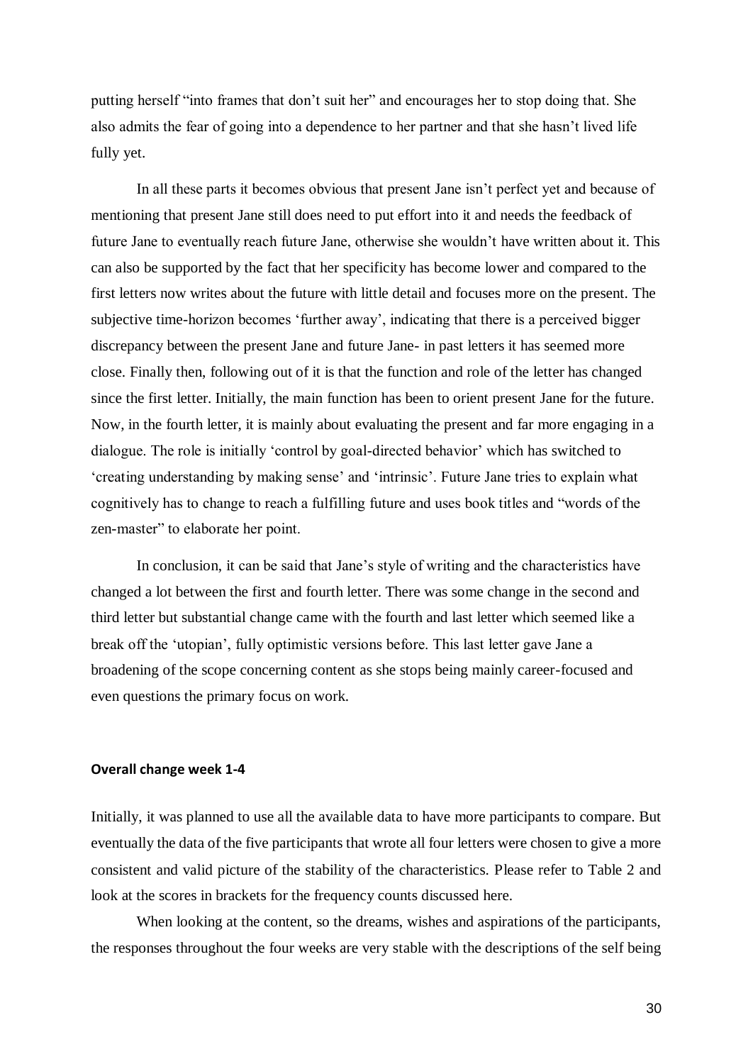putting herself "into frames that don't suit her" and encourages her to stop doing that. She also admits the fear of going into a dependence to her partner and that she hasn't lived life fully yet.

In all these parts it becomes obvious that present Jane isn't perfect yet and because of mentioning that present Jane still does need to put effort into it and needs the feedback of future Jane to eventually reach future Jane, otherwise she wouldn't have written about it. This can also be supported by the fact that her specificity has become lower and compared to the first letters now writes about the future with little detail and focuses more on the present. The subjective time-horizon becomes 'further away', indicating that there is a perceived bigger discrepancy between the present Jane and future Jane- in past letters it has seemed more close. Finally then, following out of it is that the function and role of the letter has changed since the first letter. Initially, the main function has been to orient present Jane for the future. Now, in the fourth letter, it is mainly about evaluating the present and far more engaging in a dialogue. The role is initially 'control by goal-directed behavior' which has switched to 'creating understanding by making sense' and 'intrinsic'. Future Jane tries to explain what cognitively has to change to reach a fulfilling future and uses book titles and "words of the zen-master" to elaborate her point.

In conclusion, it can be said that Jane's style of writing and the characteristics have changed a lot between the first and fourth letter. There was some change in the second and third letter but substantial change came with the fourth and last letter which seemed like a break off the 'utopian', fully optimistic versions before. This last letter gave Jane a broadening of the scope concerning content as she stops being mainly career-focused and even questions the primary focus on work.

#### Overall change week 1-4

Initially, it was planned to use all the available data to have more participants to compare. But eventually the data of the five participants that wrote all four letters were chosen to give a more consistent and valid picture of the stability of the characteristics. Please refer to Table 2 and look at the scores in brackets for the frequency counts discussed here.

When looking at the content, so the dreams, wishes and aspirations of the participants, the responses throughout the four weeks are very stable with the descriptions of the self being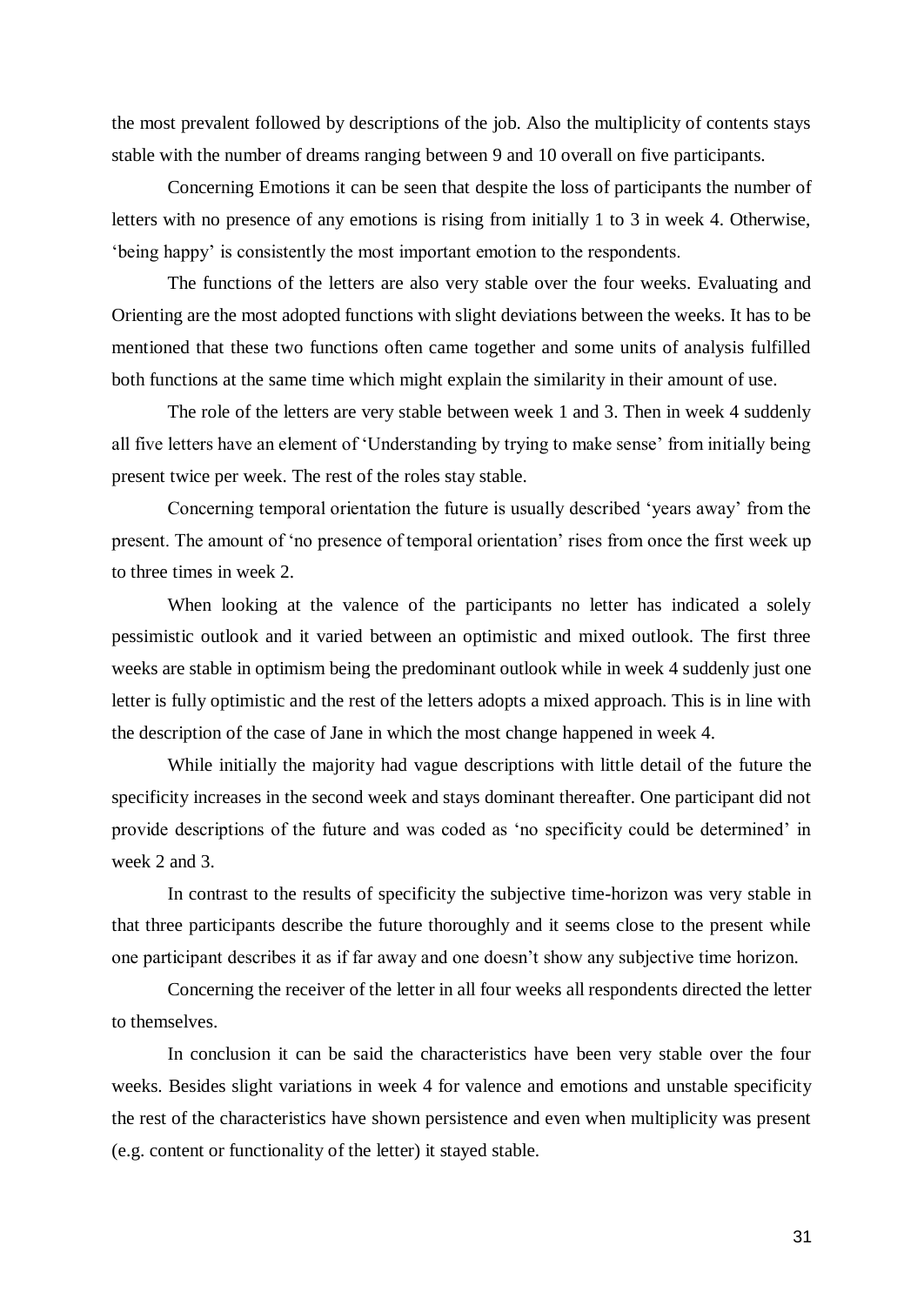the most prevalent followed by descriptions of the job. Also the multiplicity of contents stays stable with the number of dreams ranging between 9 and 10 overall on five participants.

Concerning Emotions it can be seen that despite the loss of participants the number of letters with no presence of any emotions is rising from initially 1 to 3 in week 4. Otherwise, 'being happy' is consistently the most important emotion to the respondents.

The functions of the letters are also very stable over the four weeks. Evaluating and Orienting are the most adopted functions with slight deviations between the weeks. It has to be mentioned that these two functions often came together and some units of analysis fulfilled both functions at the same time which might explain the similarity in their amount of use.

The role of the letters are very stable between week 1 and 3. Then in week 4 suddenly all five letters have an element of 'Understanding by trying to make sense' from initially being present twice per week. The rest of the roles stay stable.

Concerning temporal orientation the future is usually described 'years away' from the present. The amount of 'no presence of temporal orientation' rises from once the first week up to three times in week 2.

When looking at the valence of the participants no letter has indicated a solely pessimistic outlook and it varied between an optimistic and mixed outlook. The first three weeks are stable in optimism being the predominant outlook while in week 4 suddenly just one letter is fully optimistic and the rest of the letters adopts a mixed approach. This is in line with the description of the case of Jane in which the most change happened in week 4.

While initially the majority had vague descriptions with little detail of the future the specificity increases in the second week and stays dominant thereafter. One participant did not provide descriptions of the future and was coded as 'no specificity could be determined' in week 2 and 3.

In contrast to the results of specificity the subjective time-horizon was very stable in that three participants describe the future thoroughly and it seems close to the present while one participant describes it as if far away and one doesn't show any subjective time horizon.

Concerning the receiver of the letter in all four weeks all respondents directed the letter to themselves.

In conclusion it can be said the characteristics have been very stable over the four weeks. Besides slight variations in week 4 for valence and emotions and unstable specificity the rest of the characteristics have shown persistence and even when multiplicity was present (e.g. content or functionality of the letter) it stayed stable.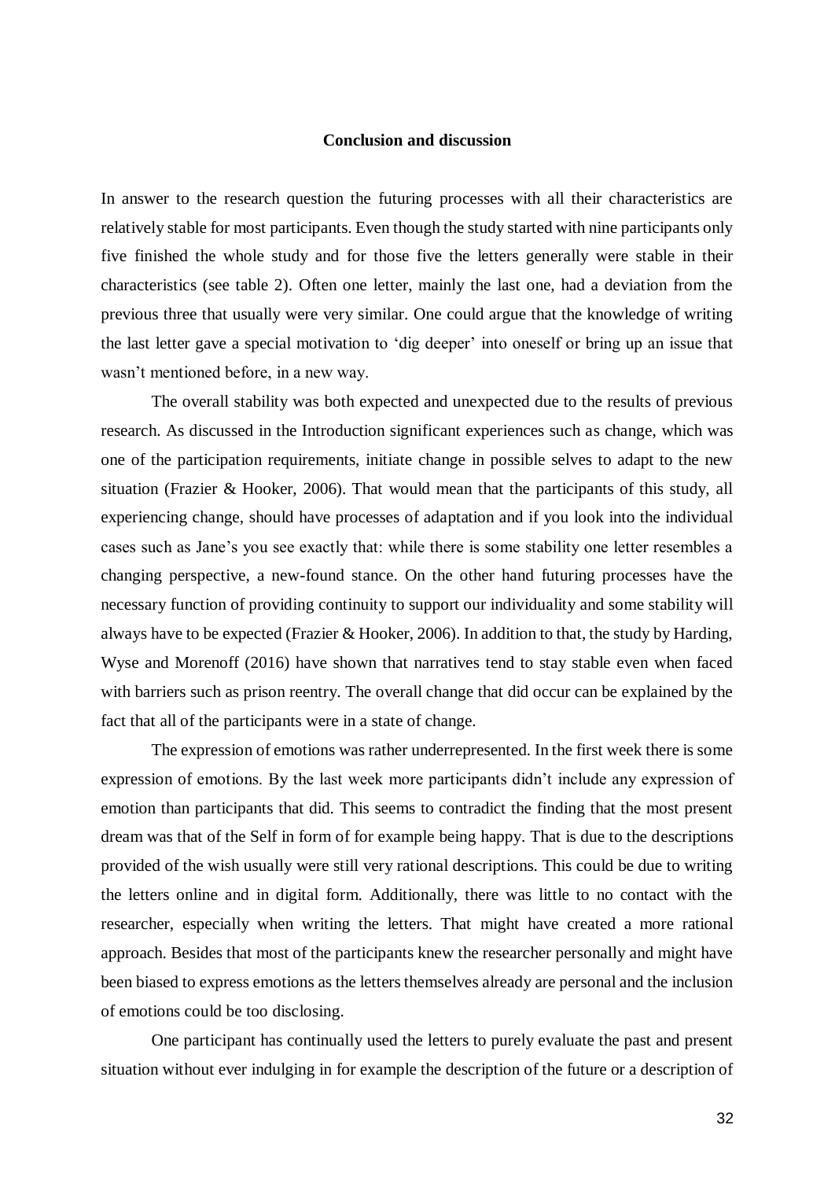## Conclusion and discussion

In answer to the research question the futuring processes with all their characteristics are relatively stable for most participants. Even though the study started with nine participants only five finished the whole study and for those five the letters generally were stable in their characteristics (see table 2). Often one letter, mainly the last one, had a deviation from the previous three that usually were very similar. One could argue that the knowledge of writing the last letter gave a special motivation to 'dig deeper' into oneself or bring up an issue that wasn't mentioned before, in a new way.

The overall stability was both expected and unexpected due to the results of previous research. As discussed in the Introduction significant experiences such as change, which was one of the participation requirements, initiate change in possible selves to adapt to the new situation (Frazier & Hooker, 2006). That would mean that the participants of this study, all experiencing change, should have processes of adaptation and if you look into the individual cases such as Jane's you see exactly that: while there is some stability one letter resembles a changing perspective, a new-found stance. On the other hand futuring processes have the necessary function of providing continuity to support our individuality and some stability will always have to be expected (Frazier & Hooker, 2006). In addition to that, the study by Harding, Wyse and Morenoff (2016) have shown that narratives tend to stay stable even when faced with barriers such as prison reentry. The overall change that did occur can be explained by the fact that all of the participants were in a state of change.

The expression of emotions was rather underrepresented. In the first week there is some expression of emotions. By the last week more participants didn't include any expression of emotion than participants that did. This seems to contradict the finding that the most present dream was that of the Self in form of for example being happy. That is due to the descriptions provided of the wish usually were still very rational descriptions. This could be due to writing the letters online and in digital form. Additionally, there was little to no contact with the researcher, especially when writing the letters. That might have created a more rational approach. Besides that most of the participants knew the researcher personally and might have been biased to express emotions as the letters themselves already are personal and the inclusion of emotions could be too disclosing.

One participant has continually used the letters to purely evaluate the past and present situation without ever indulging in for example the description of the future or a description of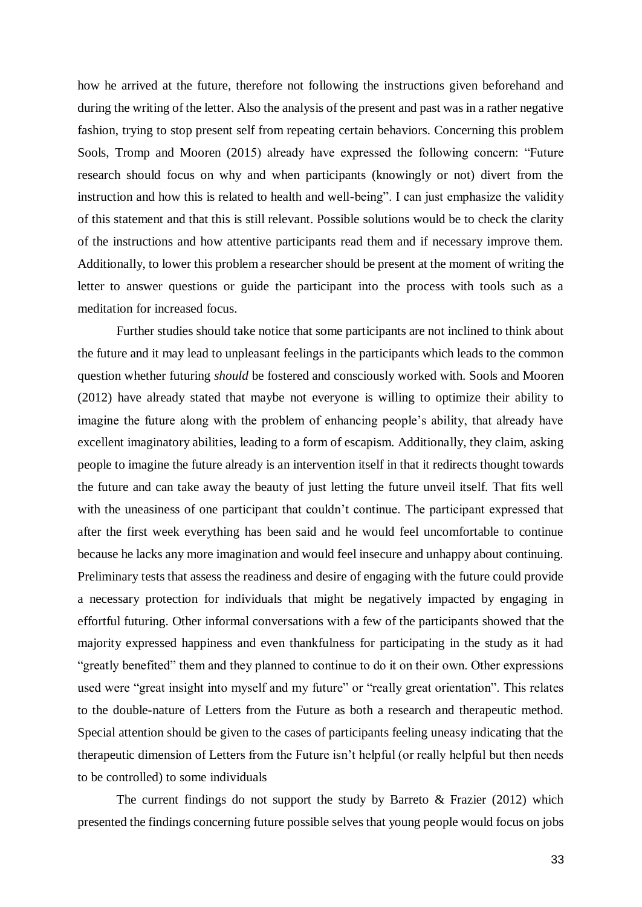how he arrived at the future, therefore not following the instructions given beforehand and during the writing of the letter. Also the analysis of the present and past was in a rather negative fashion, trying to stop present self from repeating certain behaviors. Concerning this problem Sools, Tromp and Mooren (2015) already have expressed the following concern: "Future research should focus on why and when participants (knowingly or not) divert from the instruction and how this is related to health and well-being". I can just emphasize the validity of this statement and that this is still relevant. Possible solutions would be to check the clarity of the instructions and how attentive participants read them and if necessary improve them. Additionally, to lower this problem a researcher should be present at the moment of writing the letter to answer questions or guide the participant into the process with tools such as a meditation for increased focus.

Further studies should take notice that some participants are not inclined to think about the future and it may lead to unpleasant feelings in the participants which leads to the common question whether futuring *should* be fostered and consciously worked with. Sools and Mooren (2012) have already stated that maybe not everyone is willing to optimize their ability to imagine the future along with the problem of enhancing people's ability, that already have excellent imaginatory abilities, leading to a form of escapism. Additionally, they claim, asking people to imagine the future already is an intervention itself in that it redirects thought towards the future and can take away the beauty of just letting the future unveil itself. That fits well with the uneasiness of one participant that couldn't continue. The participant expressed that after the first week everything has been said and he would feel uncomfortable to continue because he lacks any more imagination and would feel insecure and unhappy about continuing. Preliminary tests that assess the readiness and desire of engaging with the future could provide a necessary protection for individuals that might be negatively impacted by engaging in effortful futuring. Other informal conversations with a few of the participants showed that the majority expressed happiness and even thankfulness for participating in the study as it had "greatly benefited" them and they planned to continue to do it on their own. Other expressions used were "great insight into myself and my future" or "really great orientation". This relates to the double-nature of Letters from the Future as both a research and therapeutic method. Special attention should be given to the cases of participants feeling uneasy indicating that the therapeutic dimension of Letters from the Future isn't helpful (or really helpful but then needs to be controlled) to some individuals

The current findings do not support the study by Barreto & Frazier (2012) which presented the findings concerning future possible selves that young people would focus on jobs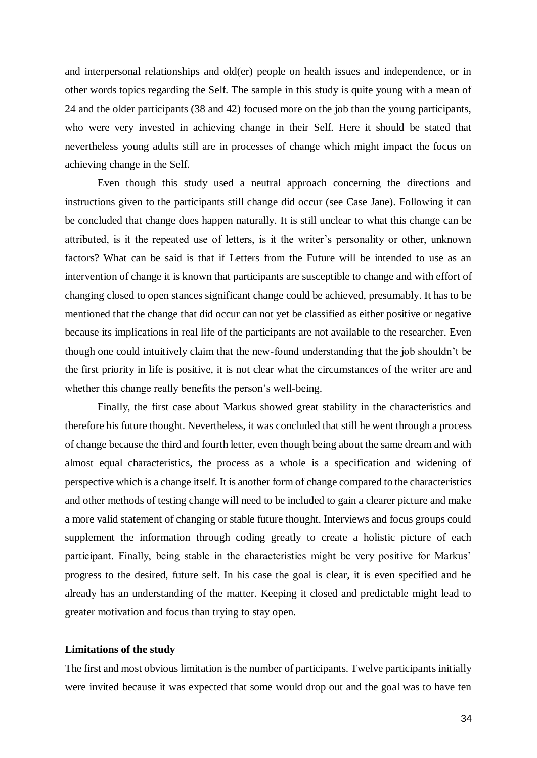and interpersonal relationships and old(er) people on health issues and independence, or in other words topics regarding the Self. The sample in this study is quite young with a mean of 24 and the older participants (38 and 42) focused more on the job than the young participants, who were very invested in achieving change in their Self. Here it should be stated that nevertheless young adults still are in processes of change which might impact the focus on achieving change in the Self.

Even though this study used a neutral approach concerning the directions and instructions given to the participants still change did occur (see Case Jane). Following it can be concluded that change does happen naturally. It is still unclear to what this change can be attributed, is it the repeated use of letters, is it the writer's personality or other, unknown factors? What can be said is that if Letters from the Future will be intended to use as an intervention of change it is known that participants are susceptible to change and with effort of changing closed to open stances significant change could be achieved, presumably. It has to be mentioned that the change that did occur can not yet be classified as either positive or negative because its implications in real life of the participants are not available to the researcher. Even though one could intuitively claim that the new-found understanding that the job shouldn't be the first priority in life is positive, it is not clear what the circumstances of the writer are and whether this change really benefits the person's well-being.

Finally, the first case about Markus showed great stability in the characteristics and therefore his future thought. Nevertheless, it was concluded that still he went through a process of change because the third and fourth letter, even though being about the same dream and with almost equal characteristics, the process as a whole is a specification and widening of perspective which is a change itself. It is another form of change compared to the characteristics and other methods of testing change will need to be included to gain a clearer picture and make a more valid statement of changing or stable future thought. Interviews and focus groups could supplement the information through coding greatly to create a holistic picture of each participant. Finally, being stable in the characteristics might be very positive for Markus' progress to the desired, future self. In his case the goal is clear, it is even specified and he already has an understanding of the matter. Keeping it closed and predictable might lead to greater motivation and focus than trying to stay open.

**Limitations of the study**

The first and most obvious limitation is the number of participants. Twelve participants initially were invited because it was expected that some would drop out and the goal was to have ten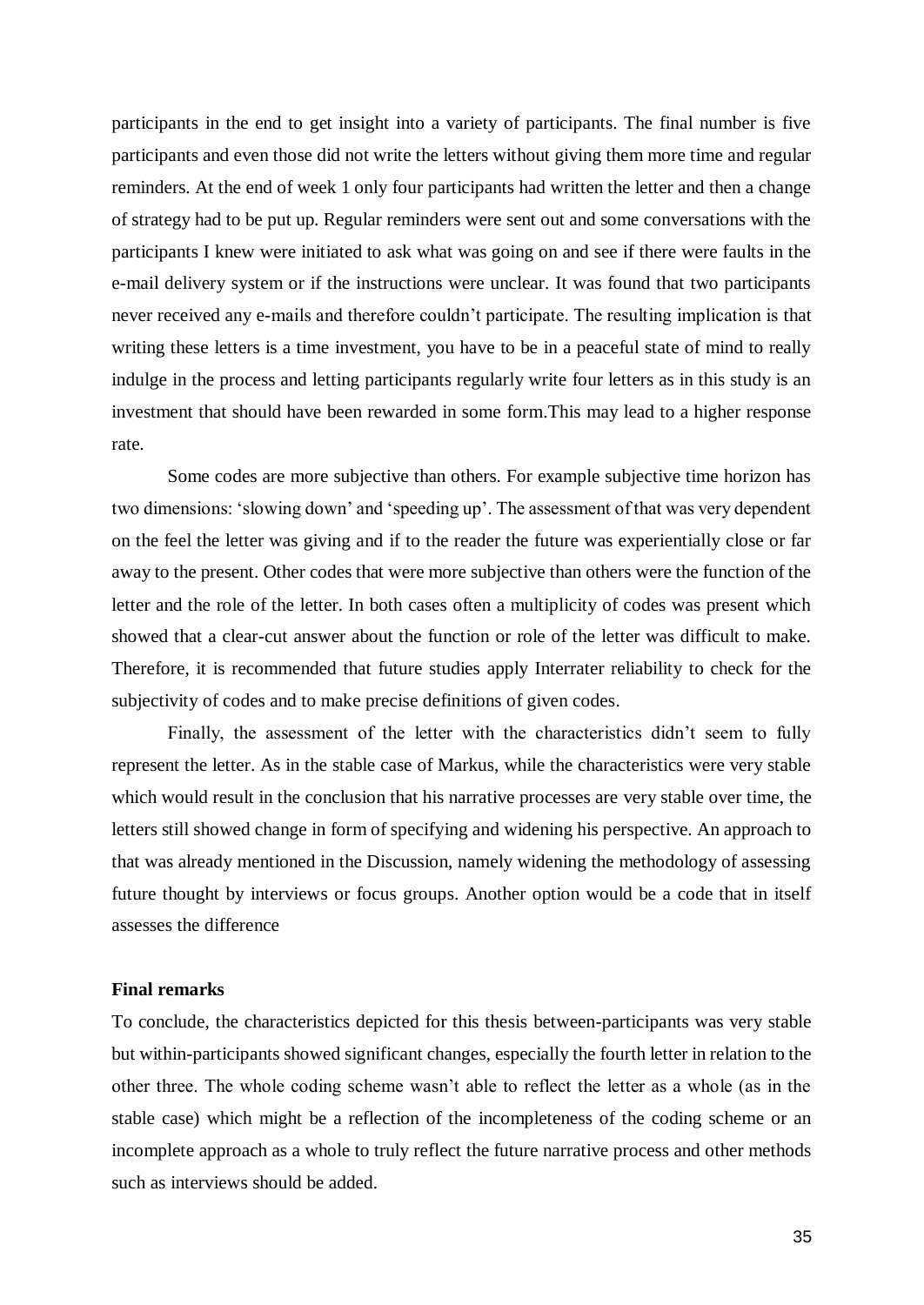participants in the end to get insight into a variety of participants. The final number is five participants and even those did not write the letters without giving them more time and regular reminders. At the end of week 1 only four participants had written the letter and then a change of strategy had to be put up. Regular reminders were sent out and some conversations with the participants I knew were initiated to ask what was going on and see if there were faults in the e-mail delivery system or if the instructions were unclear. It was found that two participants never received any e-mails and therefore couldn't participate. The resulting implication is that writing these letters is a time investment, you have to be in a peaceful state of mind to really indulge in the process and letting participants regularly write four letters as in this study is an investment that should have been rewarded in some form.This may lead to a higher response rate.

Some codes are more subjective than others. For example subjective time horizon has two dimensions: 'slowing down' and 'speeding up'. The assessment of that was very dependent on the feel the letter was giving and if to the reader the future was experientially close or far away to the present. Other codes that were more subjective than others were the function of the letter and the role of the letter. In both cases often a multiplicity of codes was present which showed that a clear-cut answer about the function or role of the letter was difficult to make. Therefore, it is recommended that future studies apply Interrater reliability to check for the subjectivity of codes and to make precise definitions of given codes.

Finally, the assessment of the letter with the characteristics didn't seem to fully represent the letter. As in the stable case of Markus, while the characteristics were very stable which would result in the conclusion that his narrative processes are very stable over time, the letters still showed change in form of specifying and widening his perspective. An approach to that was already mentioned in the Discussion, namely widening the methodology of assessing future thought by interviews or focus groups. Another option would be a code that in itself assesses the difference

**Final remarks**

To conclude, the characteristics depicted for this thesis between-participants was very stable but within-participants showed significant changes, especially the fourth letter in relation to the other three. The whole coding scheme wasn't able to reflect the letter as a whole (as in the stable case) which might be a reflection of the incompleteness of the coding scheme or an incomplete approach as a whole to truly reflect the future narrative process and other methods such as interviews should be added.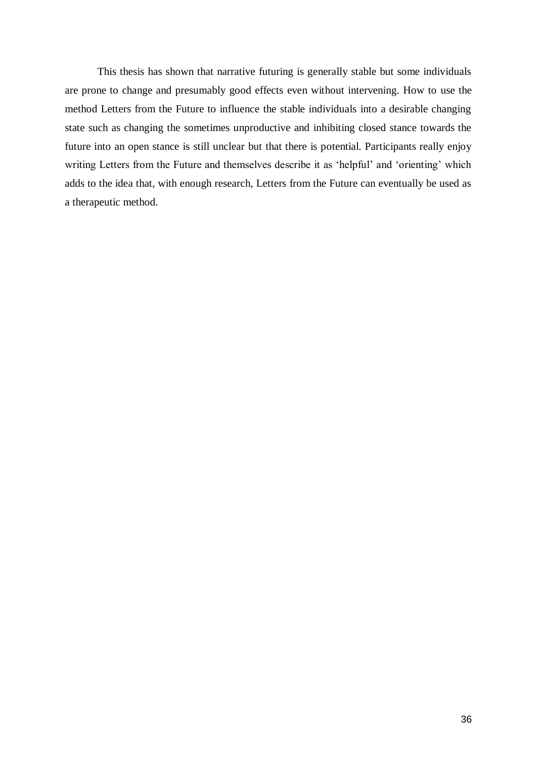This thesis has shown that narrative futuring is generally stable but some individuals are prone to change and presumably good effects even without intervening. How to use the method Letters from the Future to influence the stable individuals into a desirable changing state such as changing the sometimes unproductive and inhibiting closed stance towards the future into an open stance is still unclear but that there is potential. Participants really enjoy writing Letters from the Future and themselves describe it as 'helpful' and 'orienting' which adds to the idea that, with enough research, Letters from the Future can eventually be used as a therapeutic method.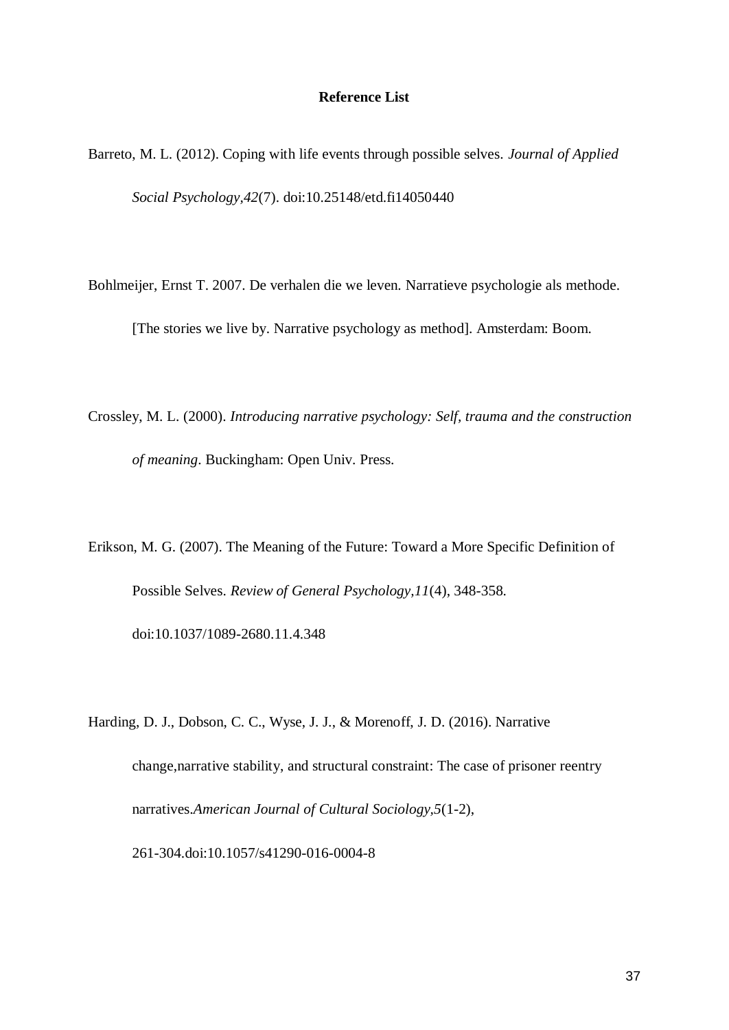**Reference List**

Barreto, M. L. (2012). Coping with life events through possible selves. *Journal of Applied Social Psychology,42*(7). doi:10.25148/etd.fi14050440

Bohlmeijer, Ernst T. 2007. De verhalen die we leven. Narratieve psychologie als methode. [The stories we live by. Narrative psychology as method]. Amsterdam: Boom.

Crossley, M. L. (2000). *Introducing narrative psychology: Self, trauma and the construction of meaning*. Buckingham: Open Univ. Press.

Erikson, M. G. (2007). The Meaning of the Future: Toward a More Specific Definition of Possible Selves. *Review of General Psychology,11*(4), 348-358. doi:10.1037/1089-2680.11.4.348

Harding, D. J., Dobson, C. C., Wyse, J. J., & Morenoff, J. D. (2016). Narrative change,narrative stability, and structural constraint: The case of prisoner reentry narratives.*American Journal of Cultural Sociology,5*(1-2), 261-304.doi:10.1057/s41290-016-0004-8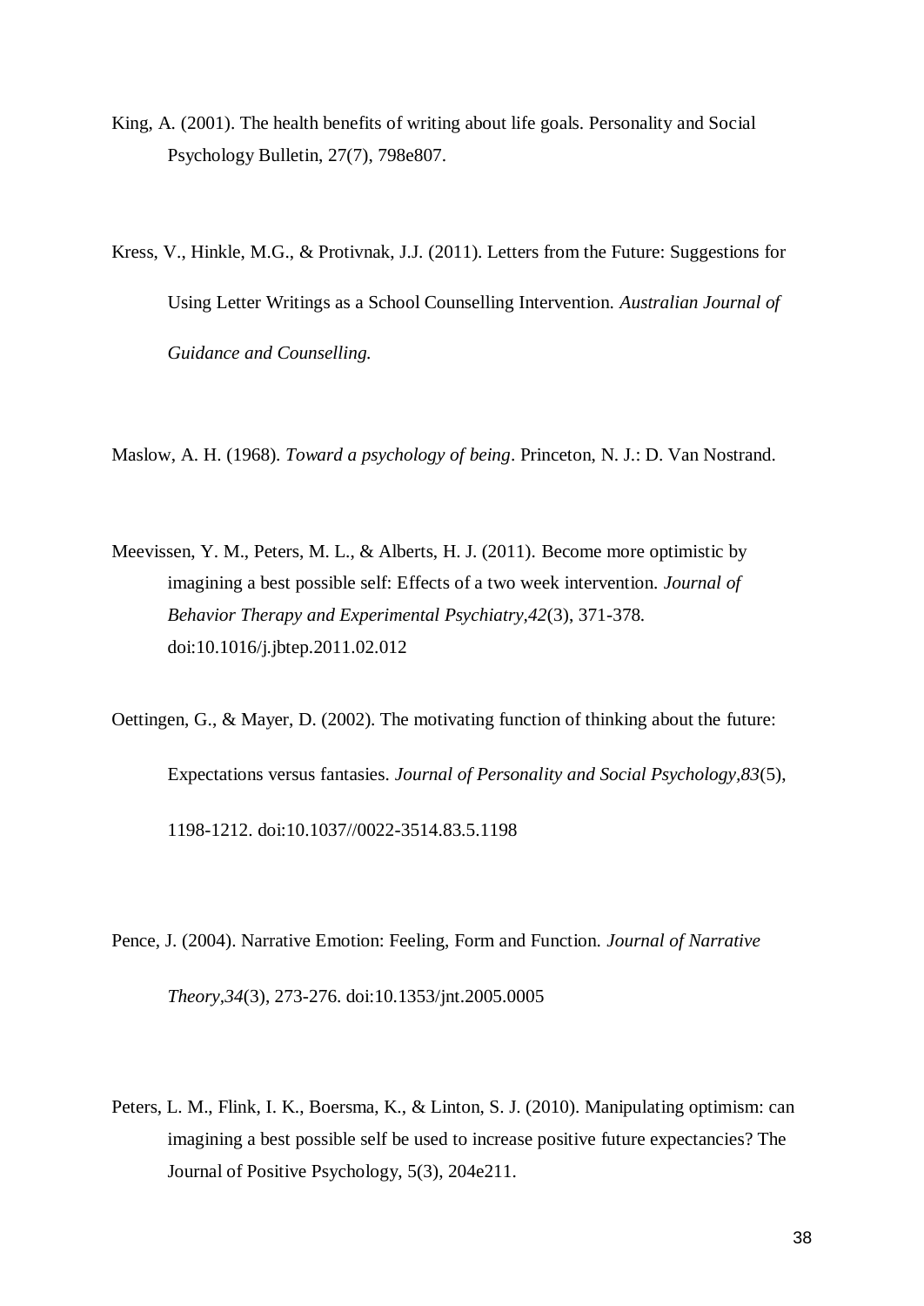King, A. (2001). The health benefits of writing about life goals. Personality and Social Psychology Bulletin, 27(7), 798e807.

Kress, V., Hinkle, M.G., & Protivnak, J.J. (2011). Letters from the Future: Suggestions for Using Letter Writings as a School Counselling Intervention. *Australian Journal of Guidance and Counselling.*

Maslow, A. H. (1968). *Toward a psychology of being*. Princeton, N. J.: D. Van Nostrand.

Meevissen, Y. M., Peters, M. L., & Alberts, H. J. (2011). Become more optimistic by imagining a best possible self: Effects of a two week intervention. *Journal of Behavior Therapy and Experimental Psychiatry,42*(3), 371-378. doi:10.1016/j.jbtep.2011.02.012

Oettingen, G., & Mayer, D. (2002). The motivating function of thinking about the future: Expectations versus fantasies. *Journal of Personality and Social Psychology,83*(5), 1198-1212. doi:10.1037//0022-3514.83.5.1198

Pence, J. (2004). Narrative Emotion: Feeling, Form and Function. *Journal of Narrative Theory,34*(3), 273-276. doi:10.1353/jnt.2005.0005

Peters, L. M., Flink, I. K., Boersma, K., & Linton, S. J. (2010). Manipulating optimism: can imagining a best possible self be used to increase positive future expectancies? The Journal of Positive Psychology, 5(3), 204e211.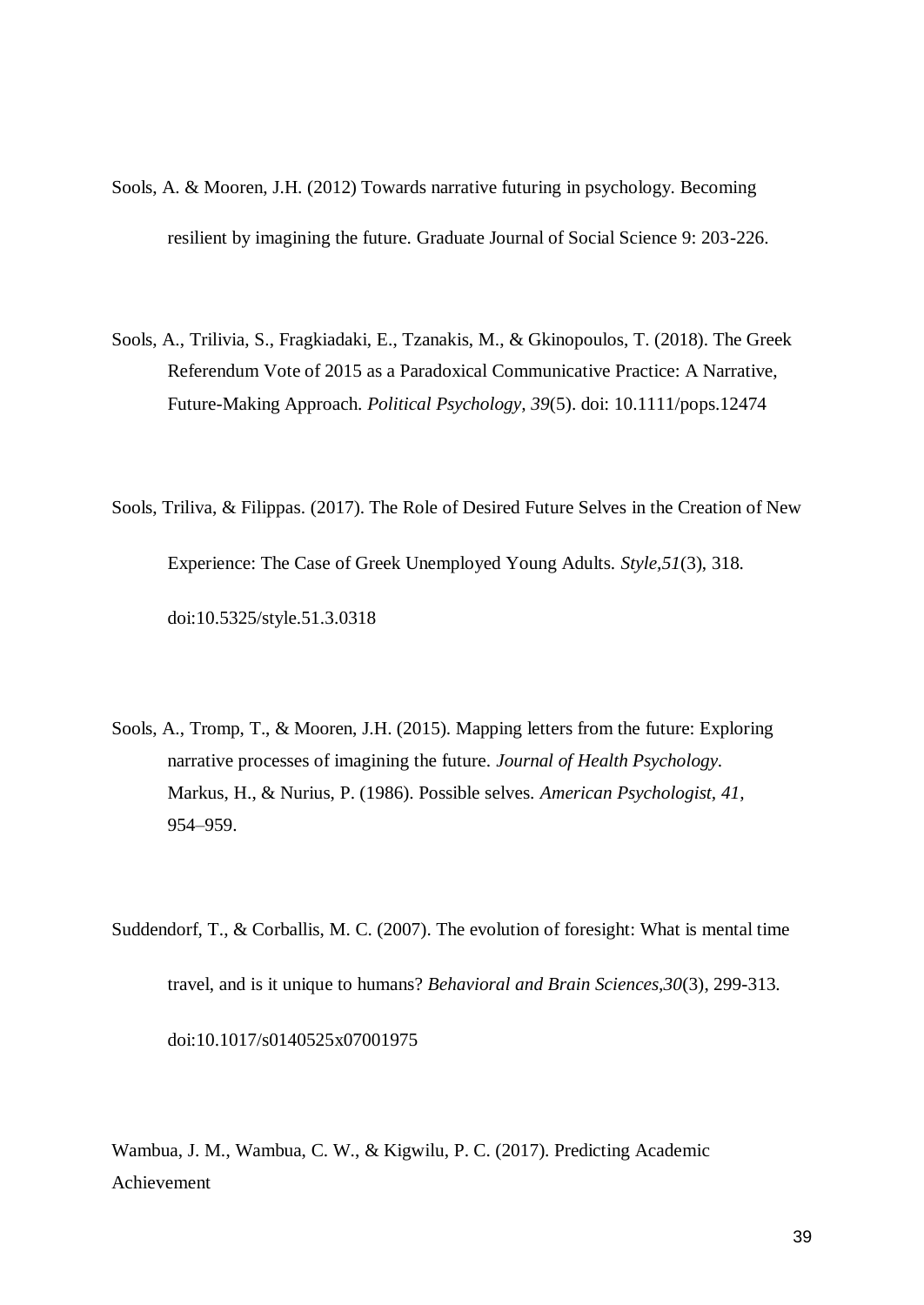Sools, A. & Mooren, J.H. (2012) Towards narrative futuring in psychology. Becoming resilient by imagining the future. Graduate Journal of Social Science 9: 203-226.

Sools, A., Trilivia, S., Fragkiadaki, E., Tzanakis, M., & Gkinopoulos, T. (2018). The Greek Referendum Vote of 2015 as a Paradoxical Communicative Practice: A Narrative, Future-Making Approach. *Political Psychology, 39*(5). doi: 10.1111/pops.12474

Sools, Triliva, & Filippas. (2017). The Role of Desired Future Selves in the Creation of New Experience: The Case of Greek Unemployed Young Adults. *Style,51*(3), 318. doi:10.5325/style.51.3.0318

Sools, A., Tromp, T., & Mooren, J.H. (2015). Mapping letters from the future: Exploring narrative processes of imagining the future. *Journal of Health Psychology.* Markus, H., & Nurius, P. (1986). Possible selves. *American Psychologist, 41,* 954–959.

Suddendorf, T., & Corballis, M. C. (2007). The evolution of foresight: What is mental time travel, and is it unique to humans? *Behavioral and Brain Sciences,30*(3), 299-313. doi:10.1017/s0140525x07001975

Wambua, J. M., Wambua, C. W., & Kigwilu, P. C. (2017). Predicting Academic Achievement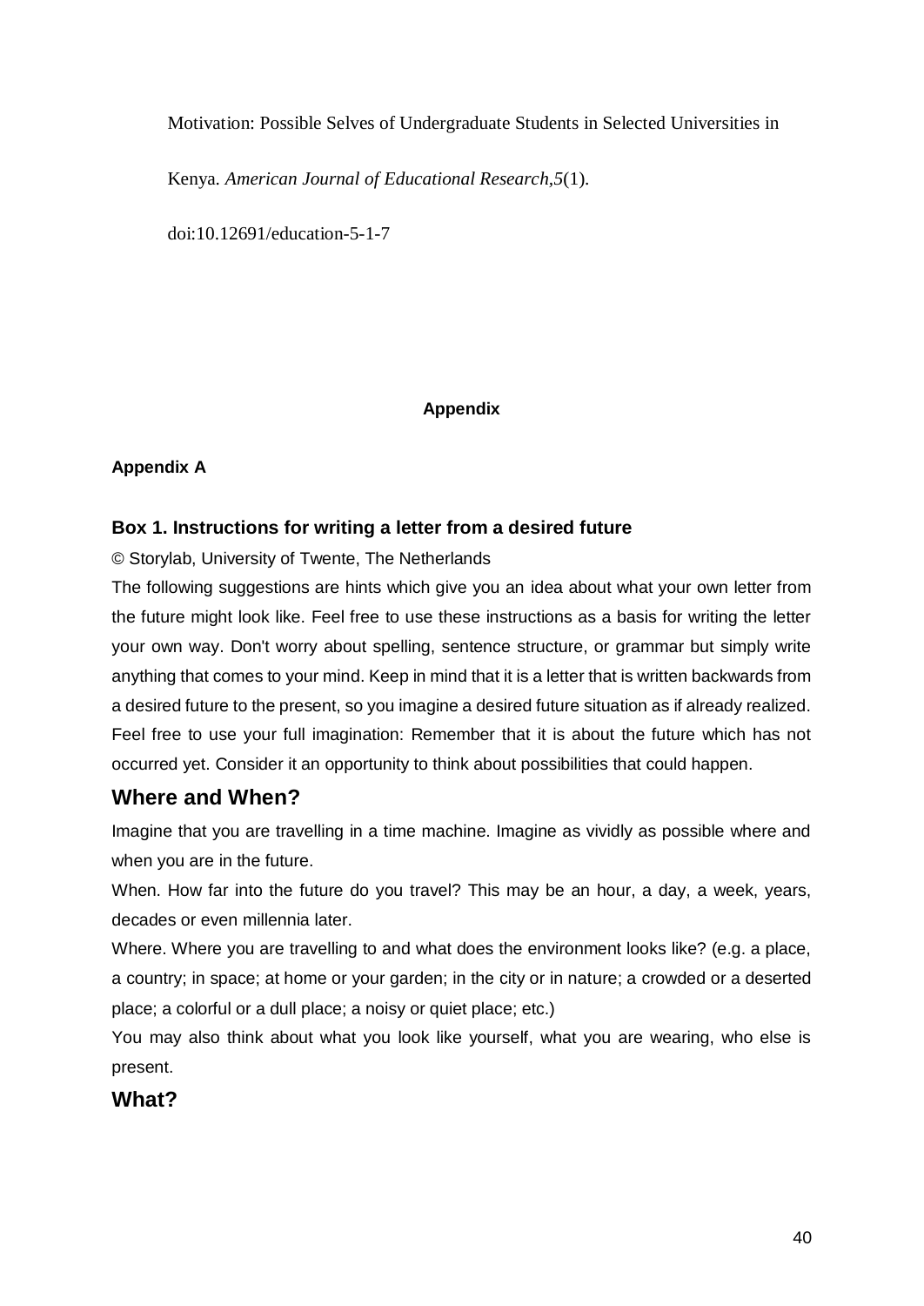Motivation: Possible Selves of Undergraduate Students in Selected Universities in Kenya. *American Journal of Educational Research,5*(1). doi:10.12691/education-5-1-7

# Appendix

## Appendix A

### Box 1. Instructions for writing a letter from a desired future

© Storylab, University of Twente, The Netherlands

The following suggestions are hints which give you an idea about what your own letter from the future might look like. Feel free to use these instructions as a basis for writing the letter your own way. Don't worry about spelling, sentence structure, or grammar but simply write anything that comes to your mind. Keep in mind that it is a letter that is written backwards from a desired future to the present, so you imagine a desired future situation as if already realized. Feel free to use your full imagination: Remember that it is about the future which has not occurred yet. Consider it an opportunity to think about possibilities that could happen.

## Where and When?

Imagine that you are travelling in a time machine. Imagine as vividly as possible where and when you are in the future.

When. How far into the future do you travel? This may be an hour, a day, a week, years, decades or even millennia later.

Where. Where you are travelling to and what does the environment looks like? (e.g. a place, a country; in space; at home or your garden; in the city or in nature; a crowded or a deserted place; a colorful or a dull place; a noisy or quiet place; etc.)

You may also think about what you look like yourself, what you are wearing, who else is present.

## What?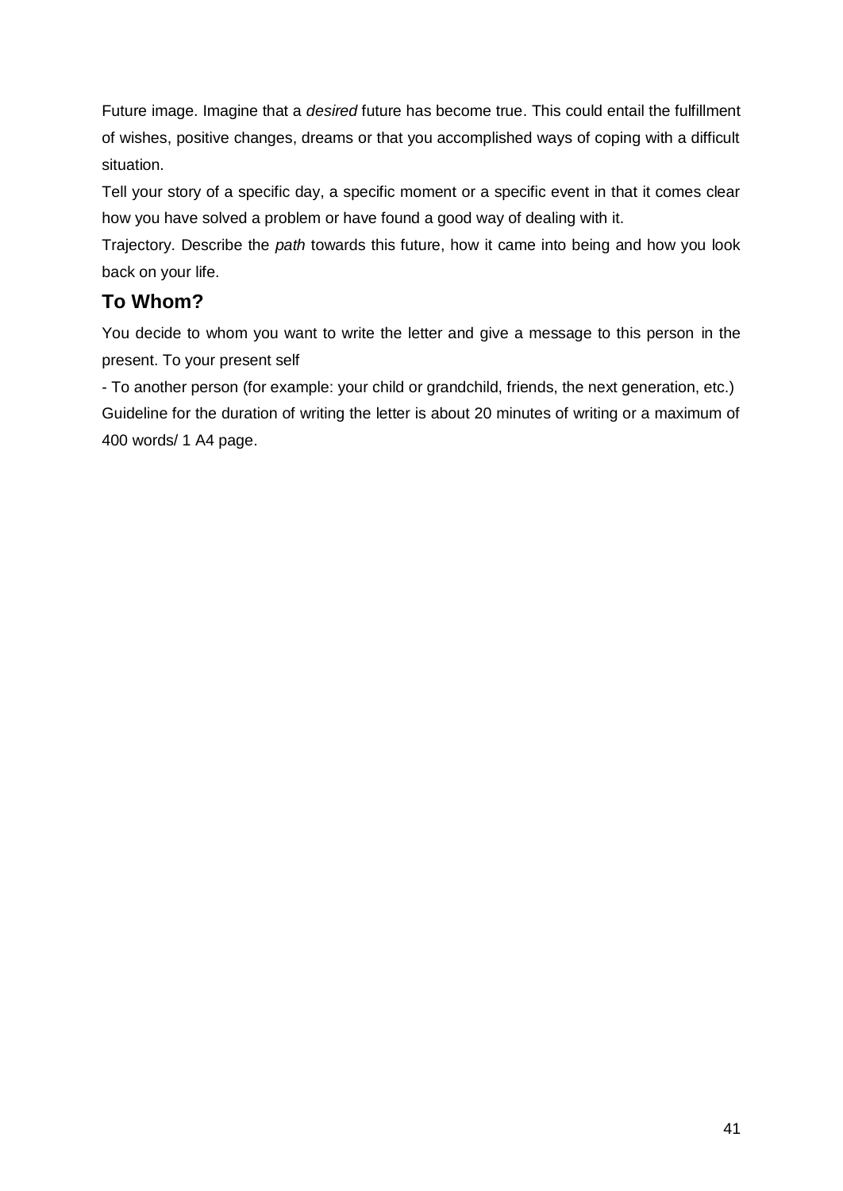Future image. Imagine that a *desired* future has become true. This could entail the fulfillment of wishes, positive changes, dreams or that you accomplished ways of coping with a difficult situation.

Tell your story of a specific day, a specific moment or a specific event in that it comes clear how you have solved a problem or have found a good way of dealing with it.

Trajectory. Describe the *path* towards this future, how it came into being and how you look back on your life.

## To Whom?

You decide to whom you want to write the letter and give a message to this person in the present. To your present self

- To another person (for example: your child or grandchild, friends, the next generation, etc.)

Guideline for the duration of writing the letter is about 20 minutes of writing or a maximum of 400 words/ 1 A4 page.